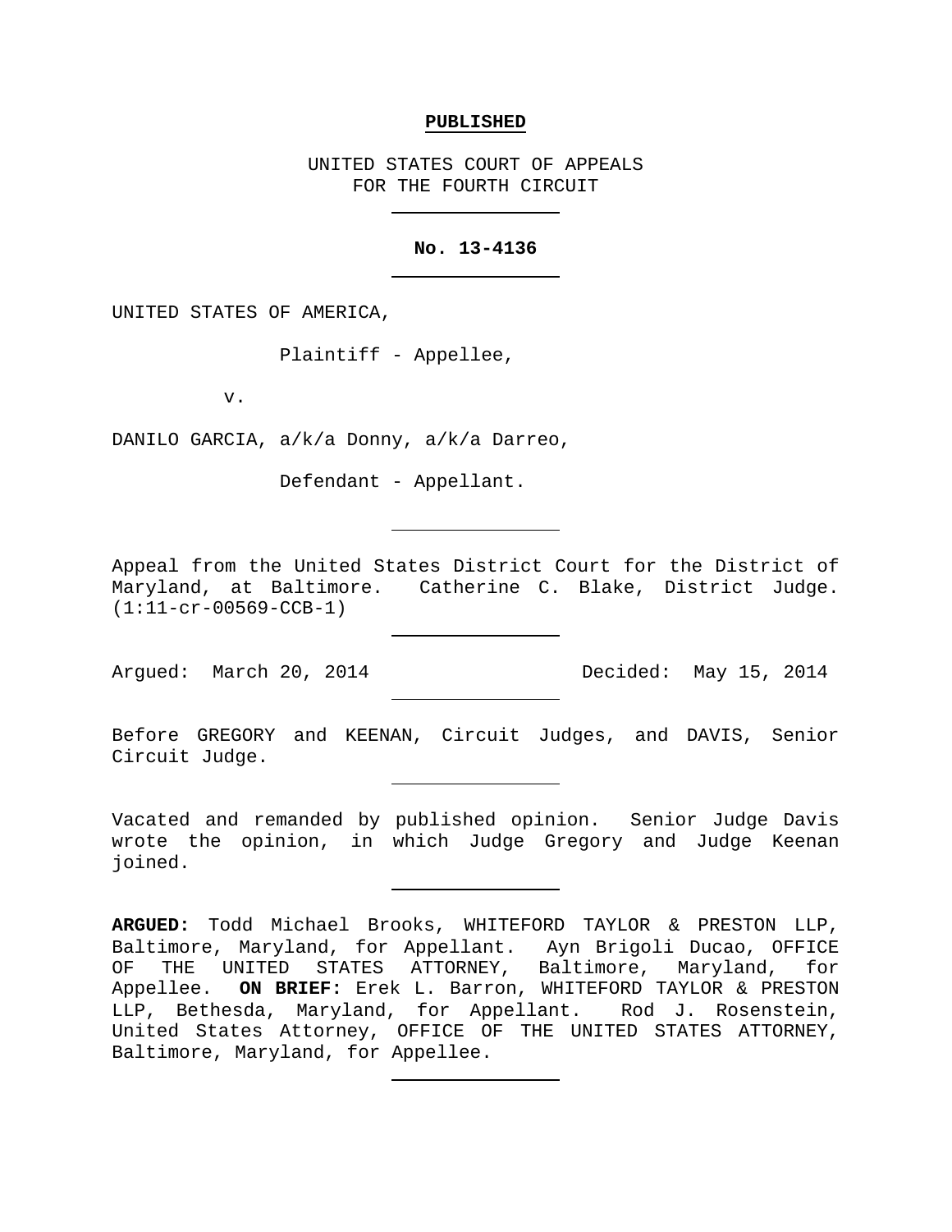**PUBLISHED**

UNITED STATES COURT OF APPEALS
FOR THE FOURTH CIRCUIT

---

**No. 13-4136**

---

UNITED STATES OF AMERICA,

Plaintiff - Appellee,

v.

DANILO GARCIA, a/k/a Donny, a/k/a Darreo,

Defendant - Appellant.

---

Appeal from the United States District Court for the District of Maryland, at Baltimore. Catherine C. Blake, District Judge. (1:11-cr-00569-CCB-1)

---

Argued: March 20, 2014 Decided: May 15, 2014

---

Before GREGORY and KEENAN, Circuit Judges, and DAVIS, Senior Circuit Judge.

---

Vacated and remanded by published opinion. Senior Judge Davis wrote the opinion, in which Judge Gregory and Judge Keenan joined.

---

**ARGUED:** Todd Michael Brooks, WHITEFORD TAYLOR & PRESTON LLP, Baltimore, Maryland, for Appellant. Ayn Brigoli Ducao, OFFICE OF THE UNITED STATES ATTORNEY, Baltimore, Maryland, for Appellee. **ON BRIEF:** Erek L. Barron, WHITEFORD TAYLOR & PRESTON LLP, Bethesda, Maryland, for Appellant. Rod J. Rosenstein, United States Attorney, OFFICE OF THE UNITED STATES ATTORNEY, Baltimore, Maryland, for Appellee.

---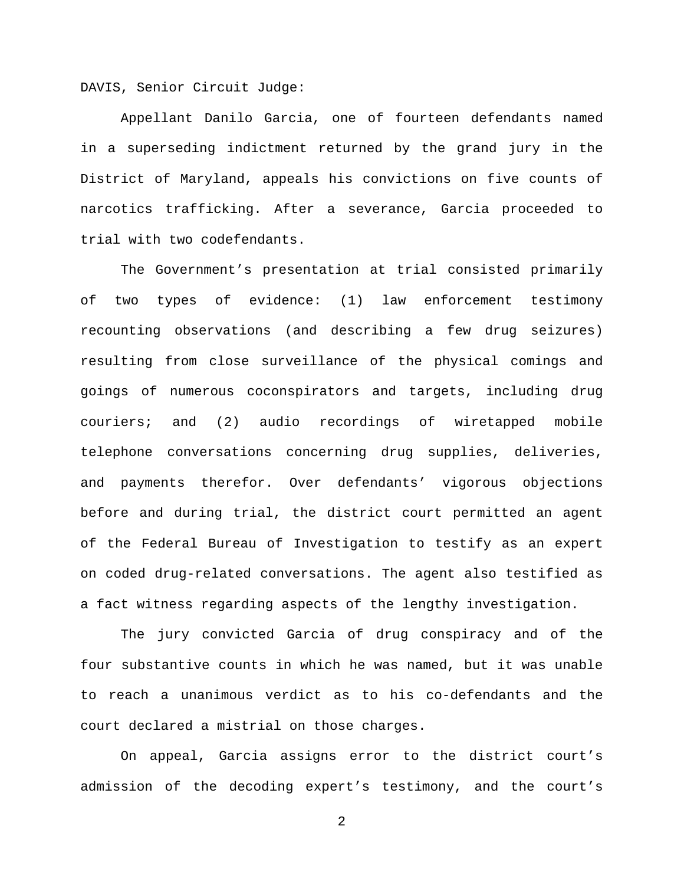DAVIS, Senior Circuit Judge:

Appellant Danilo Garcia, one of fourteen defendants named in a superseding indictment returned by the grand jury in the District of Maryland, appeals his convictions on five counts of narcotics trafficking. After a severance, Garcia proceeded to trial with two codefendants.

The Government's presentation at trial consisted primarily of two types of evidence: (1) law enforcement testimony recounting observations (and describing a few drug seizures) resulting from close surveillance of the physical comings and goings of numerous coconspirators and targets, including drug couriers; and (2) audio recordings of wiretapped mobile telephone conversations concerning drug supplies, deliveries, and payments therefor. Over defendants' vigorous objections before and during trial, the district court permitted an agent of the Federal Bureau of Investigation to testify as an expert on coded drug-related conversations. The agent also testified as a fact witness regarding aspects of the lengthy investigation.

The jury convicted Garcia of drug conspiracy and of the four substantive counts in which he was named, but it was unable to reach a unanimous verdict as to his co-defendants and the court declared a mistrial on those charges.

On appeal, Garcia assigns error to the district court's admission of the decoding expert's testimony, and the court's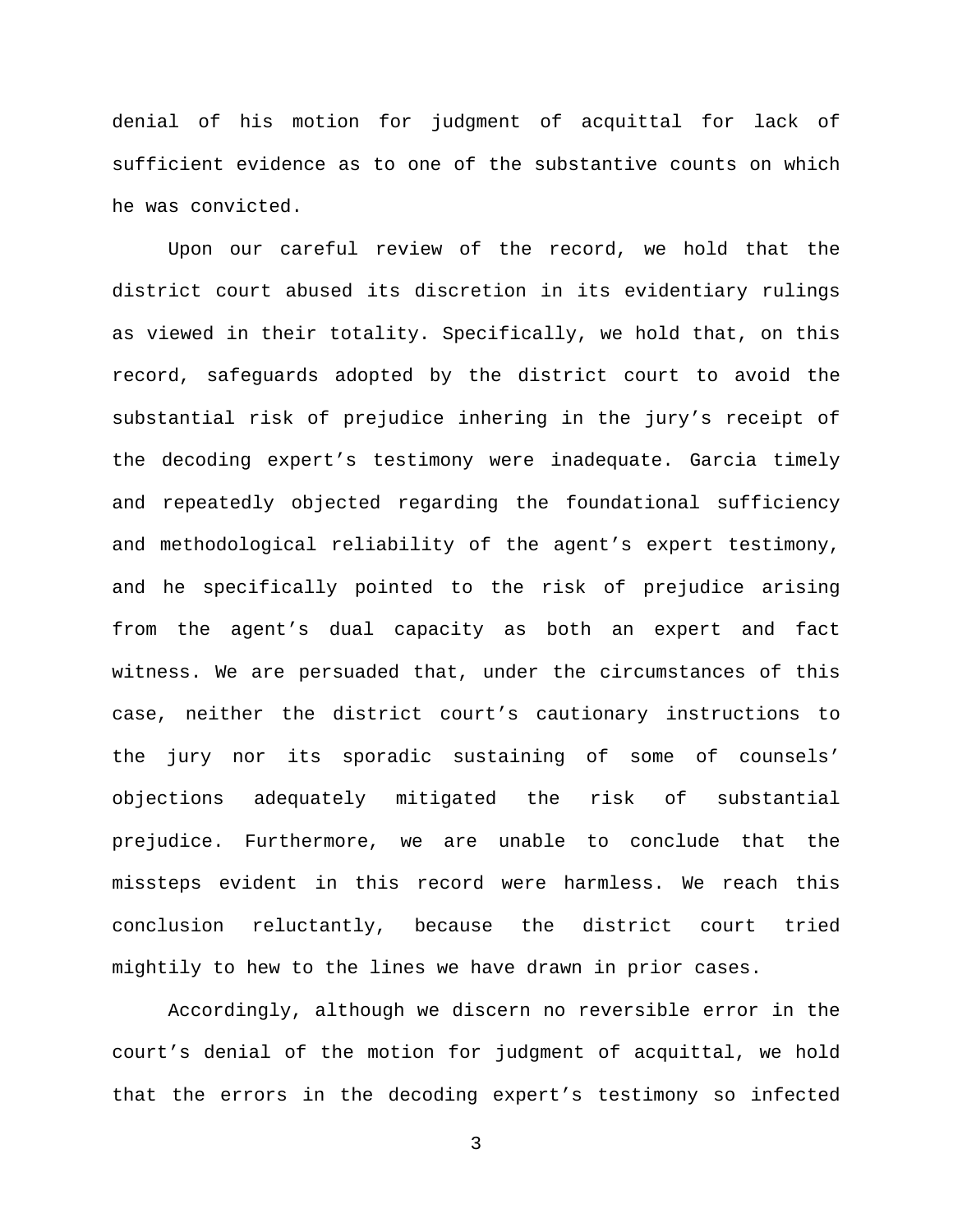denial of his motion for judgment of acquittal for lack of sufficient evidence as to one of the substantive counts on which he was convicted.

Upon our careful review of the record, we hold that the district court abused its discretion in its evidentiary rulings as viewed in their totality. Specifically, we hold that, on this record, safeguards adopted by the district court to avoid the substantial risk of prejudice inhering in the jury's receipt of the decoding expert's testimony were inadequate. Garcia timely and repeatedly objected regarding the foundational sufficiency and methodological reliability of the agent's expert testimony, and he specifically pointed to the risk of prejudice arising from the agent's dual capacity as both an expert and fact witness. We are persuaded that, under the circumstances of this case, neither the district court's cautionary instructions to the jury nor its sporadic sustaining of some of counsels' objections adequately mitigated the risk of substantial prejudice. Furthermore, we are unable to conclude that the missteps evident in this record were harmless. We reach this conclusion reluctantly, because the district court tried mightily to hew to the lines we have drawn in prior cases.

Accordingly, although we discern no reversible error in the court's denial of the motion for judgment of acquittal, we hold that the errors in the decoding expert's testimony so infected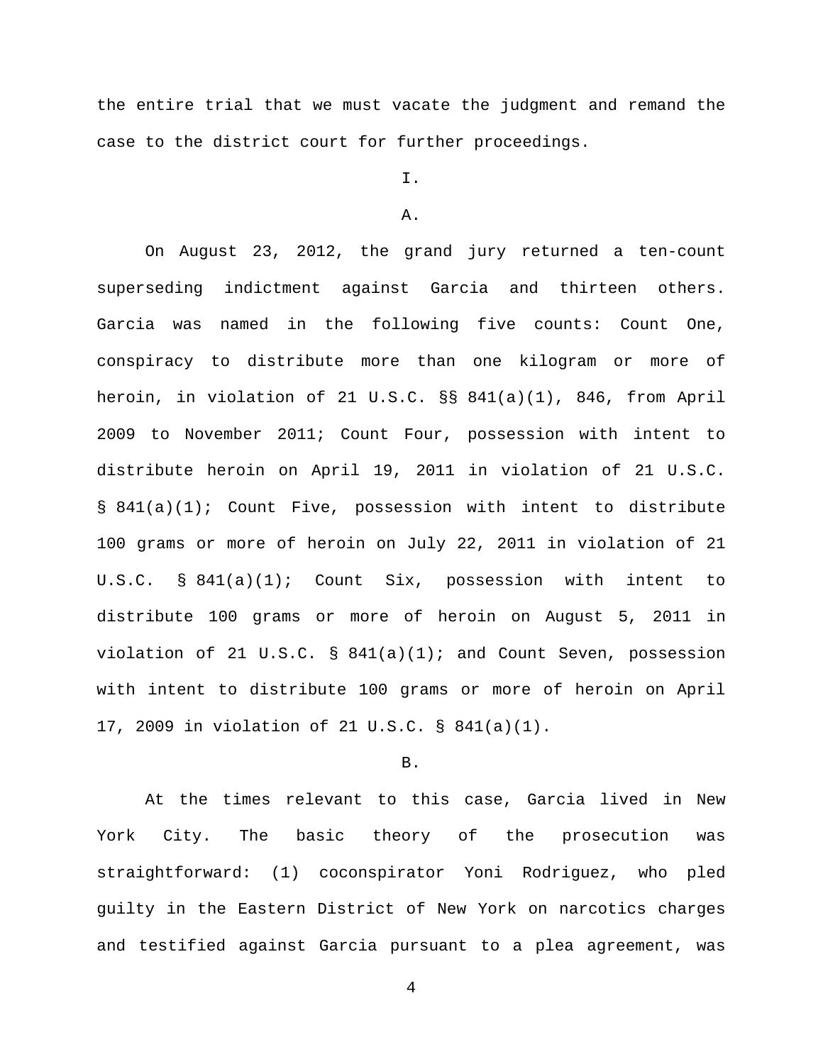the entire trial that we must vacate the judgment and remand the case to the district court for further proceedings.

I.

A.

On August 23, 2012, the grand jury returned a ten-count superseding indictment against Garcia and thirteen others. Garcia was named in the following five counts: Count One, conspiracy to distribute more than one kilogram or more of heroin, in violation of 21 U.S.C. §§ 841(a)(1), 846, from April 2009 to November 2011; Count Four, possession with intent to distribute heroin on April 19, 2011 in violation of 21 U.S.C. § 841(a)(1); Count Five, possession with intent to distribute 100 grams or more of heroin on July 22, 2011 in violation of 21 U.S.C. § 841(a)(1); Count Six, possession with intent to distribute 100 grams or more of heroin on August 5, 2011 in violation of 21 U.S.C. § 841(a)(1); and Count Seven, possession with intent to distribute 100 grams or more of heroin on April 17, 2009 in violation of 21 U.S.C. § 841(a)(1).

B.

At the times relevant to this case, Garcia lived in New York City. The basic theory of the prosecution was straightforward: (1) coconspirator Yoni Rodriguez, who pled guilty in the Eastern District of New York on narcotics charges and testified against Garcia pursuant to a plea agreement, was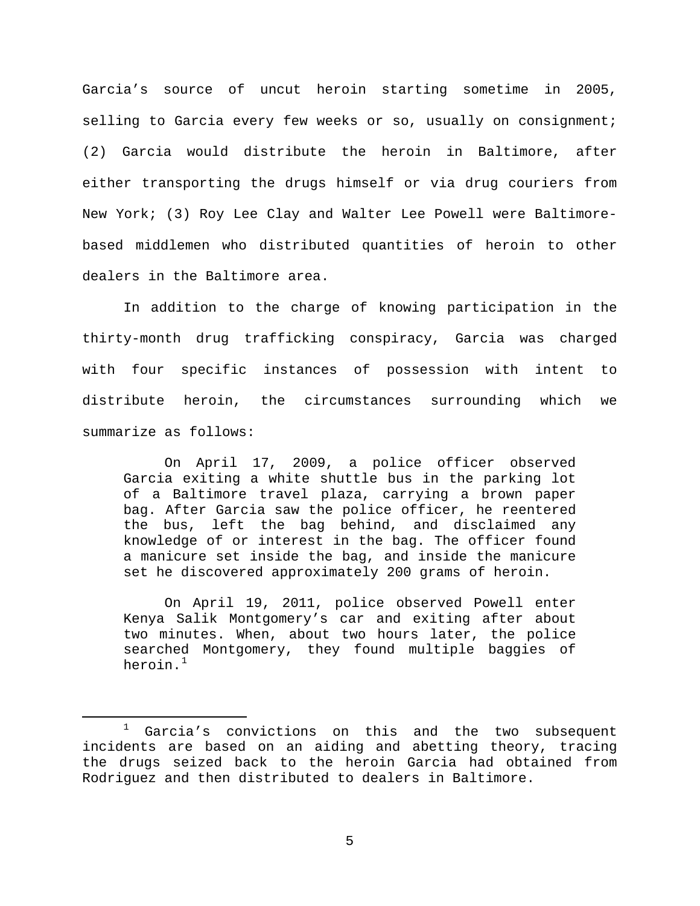Garcia's source of uncut heroin starting sometime in 2005, selling to Garcia every few weeks or so, usually on consignment; (2) Garcia would distribute the heroin in Baltimore, after either transporting the drugs himself or via drug couriers from New York; (3) Roy Lee Clay and Walter Lee Powell were Baltimore-based middlemen who distributed quantities of heroin to other dealers in the Baltimore area.

In addition to the charge of knowing participation in the thirty-month drug trafficking conspiracy, Garcia was charged with four specific instances of possession with intent to distribute heroin, the circumstances surrounding which we summarize as follows:

> On April 17, 2009, a police officer observed Garcia exiting a white shuttle bus in the parking lot of a Baltimore travel plaza, carrying a brown paper bag. After Garcia saw the police officer, he reentered the bus, left the bag behind, and disclaimed any knowledge of or interest in the bag. The officer found a manicure set inside the bag, and inside the manicure set he discovered approximately 200 grams of heroin.
>
> On April 19, 2011, police observed Powell enter Kenya Salik Montgomery's car and exiting after about two minutes. When, about two hours later, the police searched Montgomery, they found multiple baggies of heroin.[1]

[1] Garcia's convictions on this and the two subsequent incidents are based on an aiding and abetting theory, tracing the drugs seized back to the heroin Garcia had obtained from Rodriguez and then distributed to dealers in Baltimore.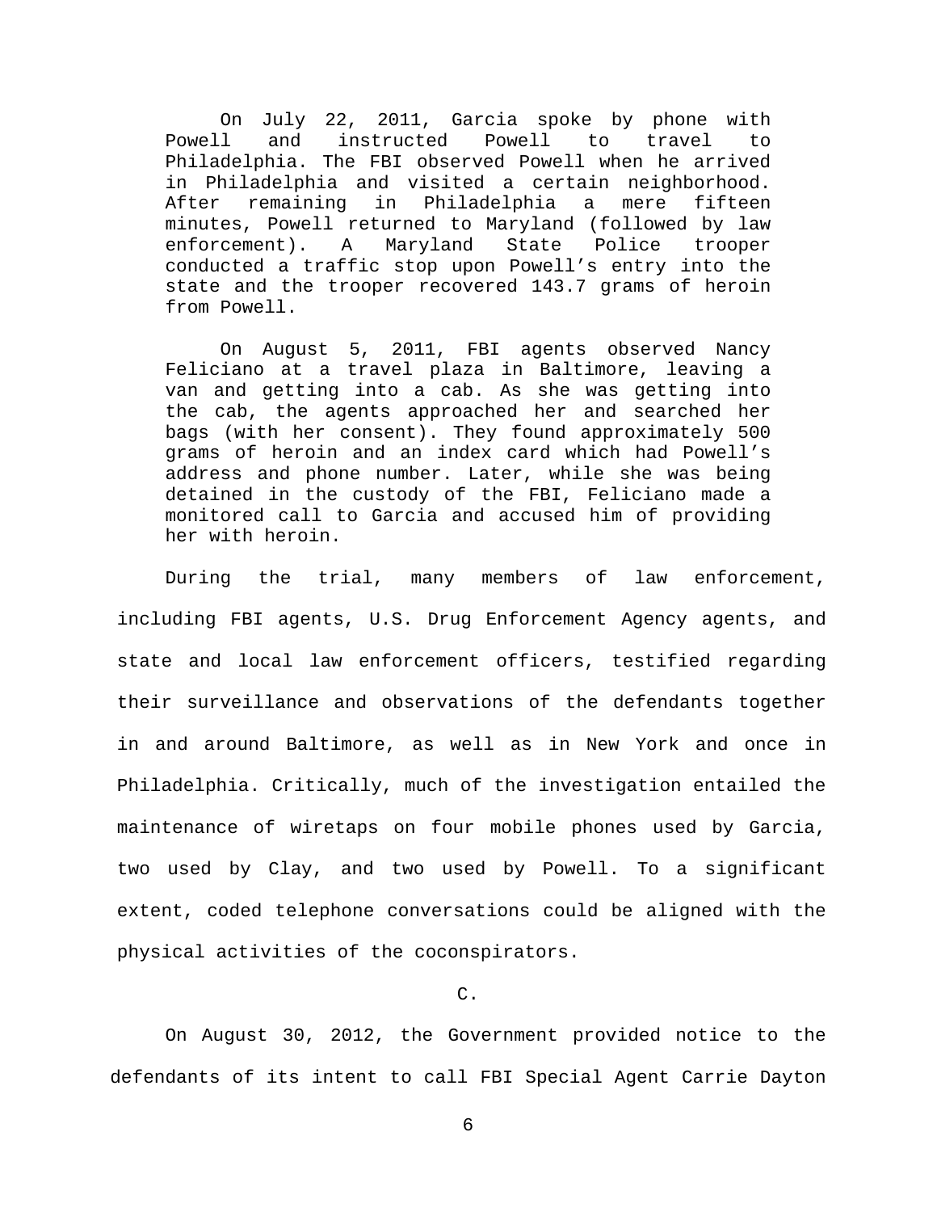> On July 22, 2011, Garcia spoke by phone with Powell and instructed Powell to travel to Philadelphia. The FBI observed Powell when he arrived in Philadelphia and visited a certain neighborhood. After remaining in Philadelphia a mere fifteen minutes, Powell returned to Maryland (followed by law enforcement). A Maryland State Police trooper conducted a traffic stop upon Powell's entry into the state and the trooper recovered 143.7 grams of heroin from Powell.
>
> On August 5, 2011, FBI agents observed Nancy Feliciano at a travel plaza in Baltimore, leaving a van and getting into a cab. As she was getting into the cab, the agents approached her and searched her bags (with her consent). They found approximately 500 grams of heroin and an index card which had Powell's address and phone number. Later, while she was being detained in the custody of the FBI, Feliciano made a monitored call to Garcia and accused him of providing her with heroin.

During the trial, many members of law enforcement, including FBI agents, U.S. Drug Enforcement Agency agents, and state and local law enforcement officers, testified regarding their surveillance and observations of the defendants together in and around Baltimore, as well as in New York and once in Philadelphia. Critically, much of the investigation entailed the maintenance of wiretaps on four mobile phones used by Garcia, two used by Clay, and two used by Powell. To a significant extent, coded telephone conversations could be aligned with the physical activities of the coconspirators.

C.

On August 30, 2012, the Government provided notice to the defendants of its intent to call FBI Special Agent Carrie Dayton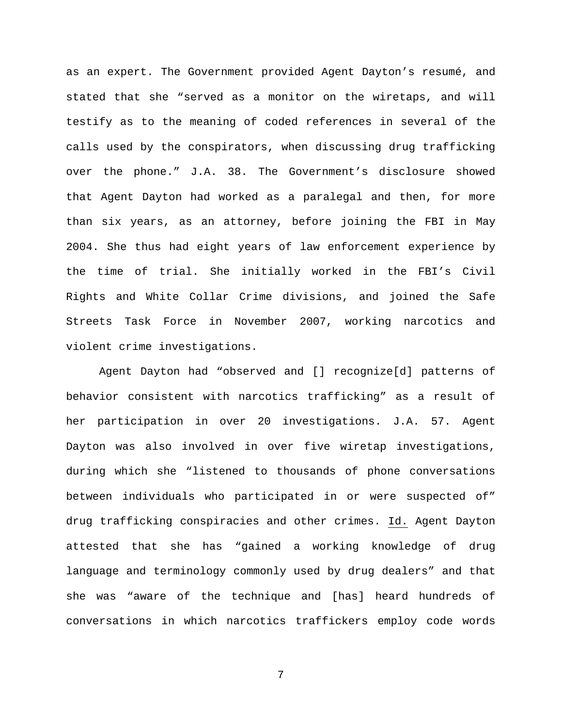as an expert. The Government provided Agent Dayton's resumé, and stated that she "served as a monitor on the wiretaps, and will testify as to the meaning of coded references in several of the calls used by the conspirators, when discussing drug trafficking over the phone." J.A. 38. The Government's disclosure showed that Agent Dayton had worked as a paralegal and then, for more than six years, as an attorney, before joining the FBI in May 2004. She thus had eight years of law enforcement experience by the time of trial. She initially worked in the FBI's Civil Rights and White Collar Crime divisions, and joined the Safe Streets Task Force in November 2007, working narcotics and violent crime investigations.

Agent Dayton had "observed and [] recognize[d] patterns of behavior consistent with narcotics trafficking" as a result of her participation in over 20 investigations. J.A. 57. Agent Dayton was also involved in over five wiretap investigations, during which she "listened to thousands of phone conversations between individuals who participated in or were suspected of" drug trafficking conspiracies and other crimes. Id. Agent Dayton attested that she has "gained a working knowledge of drug language and terminology commonly used by drug dealers" and that she was "aware of the technique and [has] heard hundreds of conversations in which narcotics traffickers employ code words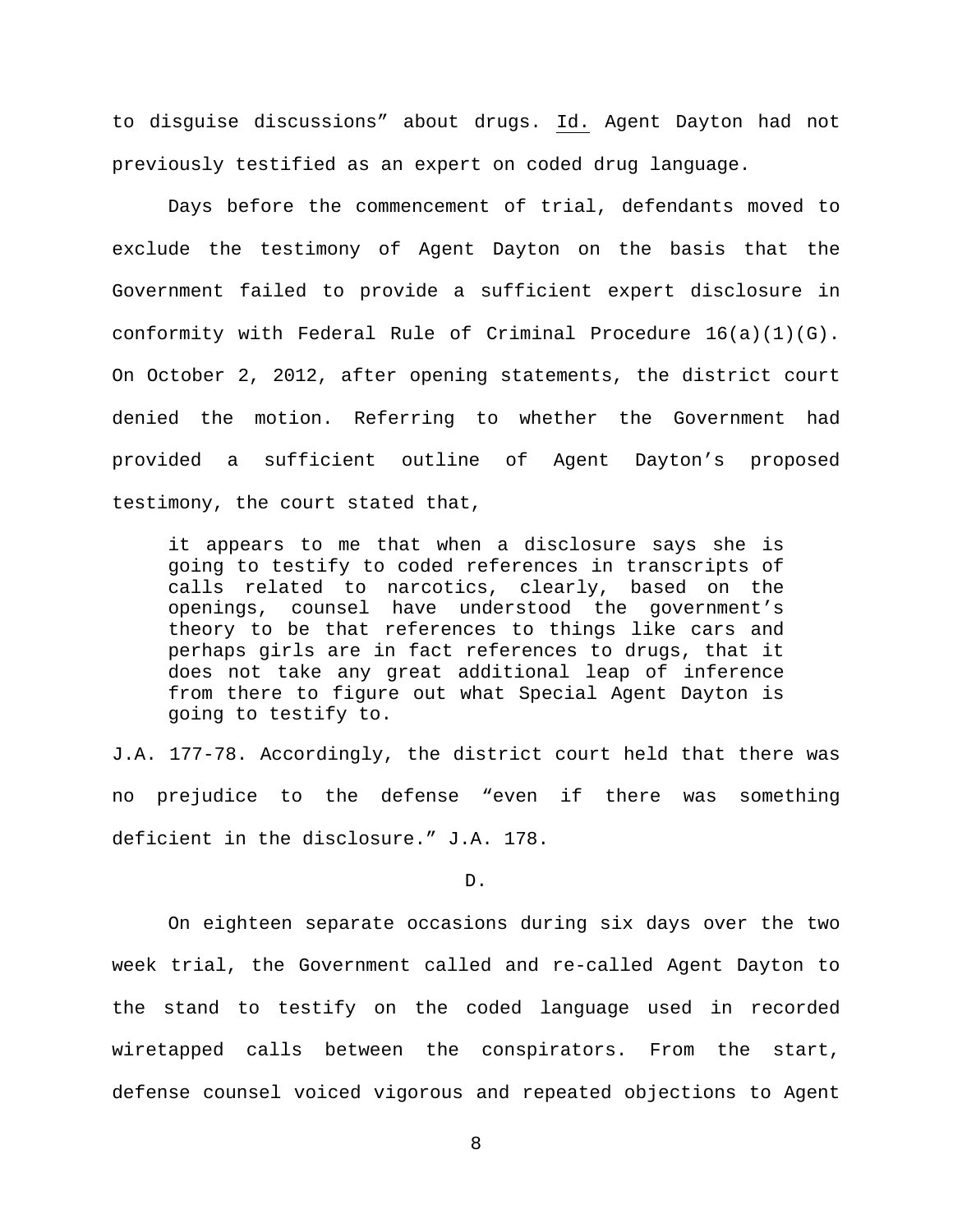to disguise discussions" about drugs. Id. Agent Dayton had not previously testified as an expert on coded drug language.

Days before the commencement of trial, defendants moved to exclude the testimony of Agent Dayton on the basis that the Government failed to provide a sufficient expert disclosure in conformity with Federal Rule of Criminal Procedure 16(a)(1)(G). On October 2, 2012, after opening statements, the district court denied the motion. Referring to whether the Government had provided a sufficient outline of Agent Dayton's proposed testimony, the court stated that,

> it appears to me that when a disclosure says she is going to testify to coded references in transcripts of calls related to narcotics, clearly, based on the openings, counsel have understood the government's theory to be that references to things like cars and perhaps girls are in fact references to drugs, that it does not take any great additional leap of inference from there to figure out what Special Agent Dayton is going to testify to.

J.A. 177-78. Accordingly, the district court held that there was no prejudice to the defense "even if there was something deficient in the disclosure." J.A. 178.

D.

On eighteen separate occasions during six days over the two week trial, the Government called and re-called Agent Dayton to the stand to testify on the coded language used in recorded wiretapped calls between the conspirators. From the start, defense counsel voiced vigorous and repeated objections to Agent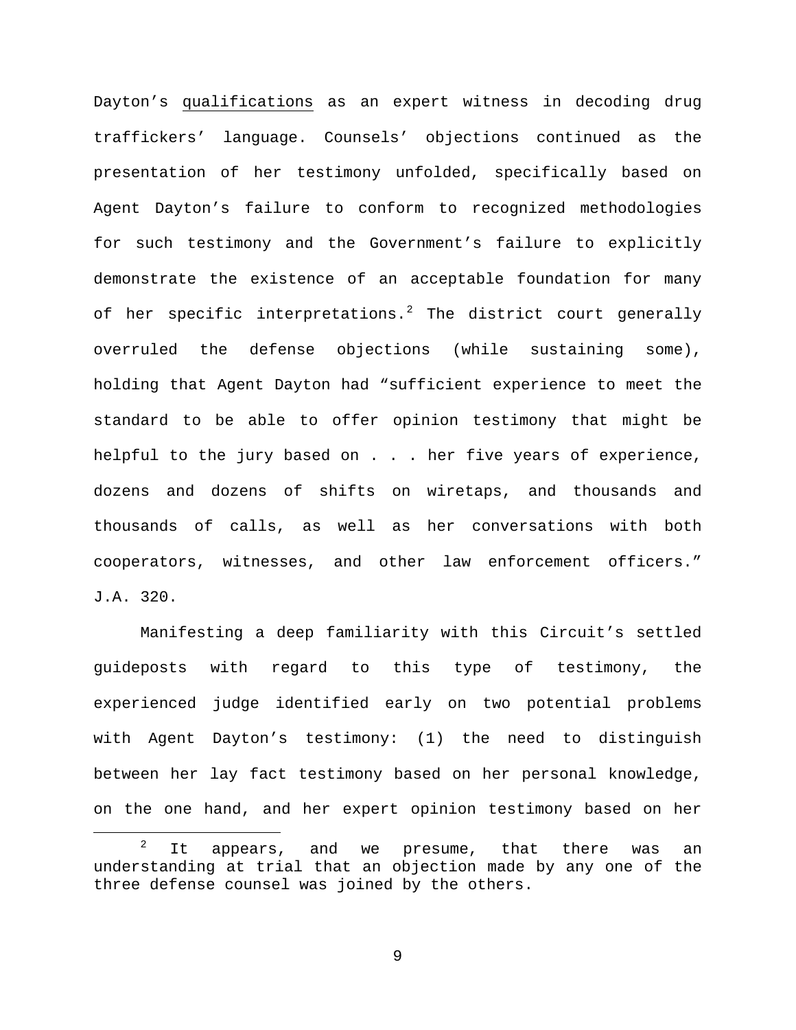Dayton's qualifications as an expert witness in decoding drug traffickers' language. Counsels' objections continued as the presentation of her testimony unfolded, specifically based on Agent Dayton's failure to conform to recognized methodologies for such testimony and the Government's failure to explicitly demonstrate the existence of an acceptable foundation for many of her specific interpretations.[2] The district court generally overruled the defense objections (while sustaining some), holding that Agent Dayton had "sufficient experience to meet the standard to be able to offer opinion testimony that might be helpful to the jury based on . . . her five years of experience, dozens and dozens of shifts on wiretaps, and thousands and thousands of calls, as well as her conversations with both cooperators, witnesses, and other law enforcement officers." J.A. 320.

Manifesting a deep familiarity with this Circuit's settled guideposts with regard to this type of testimony, the experienced judge identified early on two potential problems with Agent Dayton's testimony: (1) the need to distinguish between her lay fact testimony based on her personal knowledge, on the one hand, and her expert opinion testimony based on her

[2] It appears, and we presume, that there was an understanding at trial that an objection made by any one of the three defense counsel was joined by the others.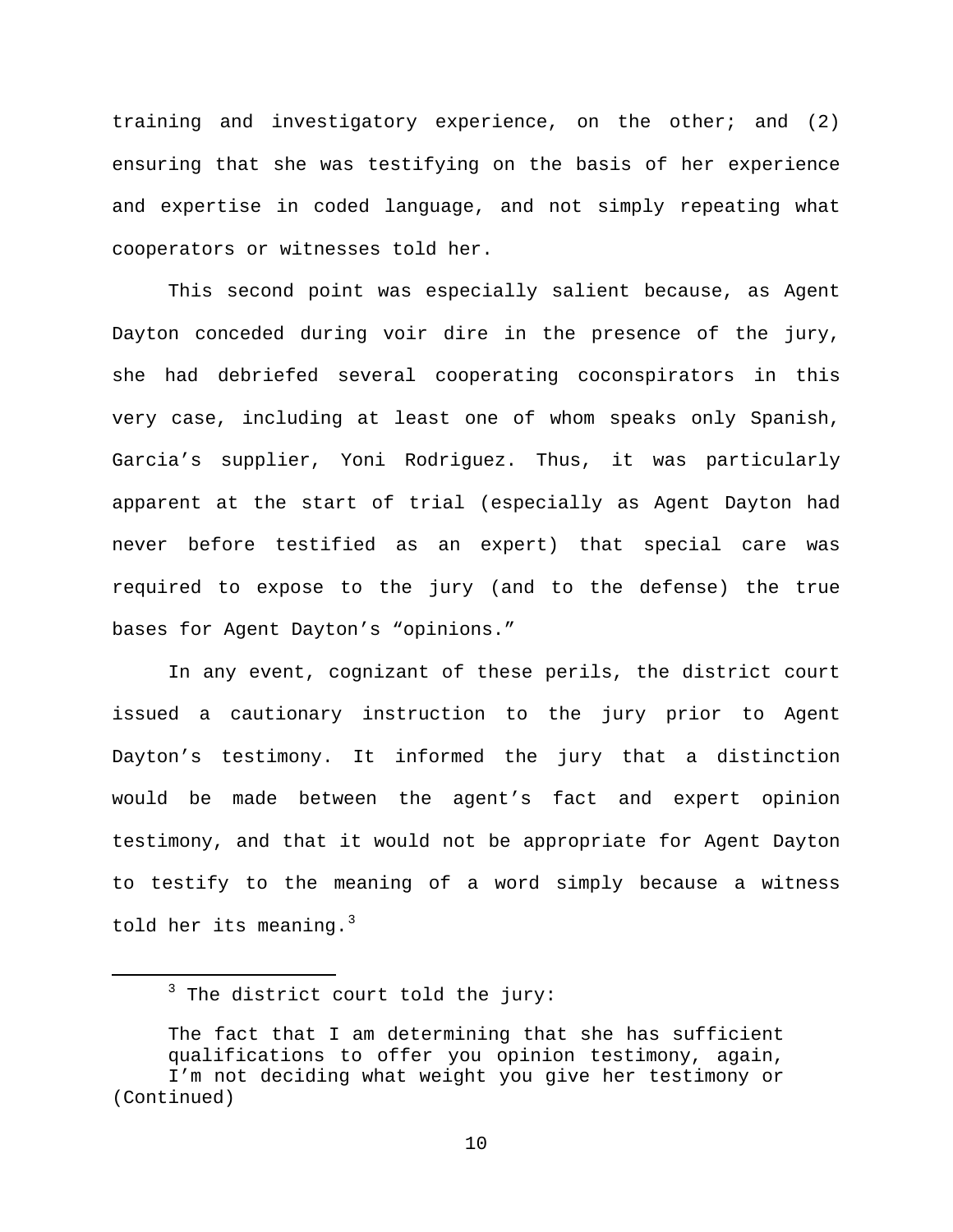training and investigatory experience, on the other; and (2) ensuring that she was testifying on the basis of her experience and expertise in coded language, and not simply repeating what cooperators or witnesses told her.

This second point was especially salient because, as Agent Dayton conceded during voir dire in the presence of the jury, she had debriefed several cooperating coconspirators in this very case, including at least one of whom speaks only Spanish, Garcia's supplier, Yoni Rodriguez. Thus, it was particularly apparent at the start of trial (especially as Agent Dayton had never before testified as an expert) that special care was required to expose to the jury (and to the defense) the true bases for Agent Dayton's "opinions."

In any event, cognizant of these perils, the district court issued a cautionary instruction to the jury prior to Agent Dayton's testimony. It informed the jury that a distinction would be made between the agent's fact and expert opinion testimony, and that it would not be appropriate for Agent Dayton to testify to the meaning of a word simply because a witness told her its meaning.[3]

---

[3] The district court told the jury:

> The fact that I am determining that she has sufficient qualifications to offer you opinion testimony, again, I'm not deciding what weight you give her testimony or

(Continued)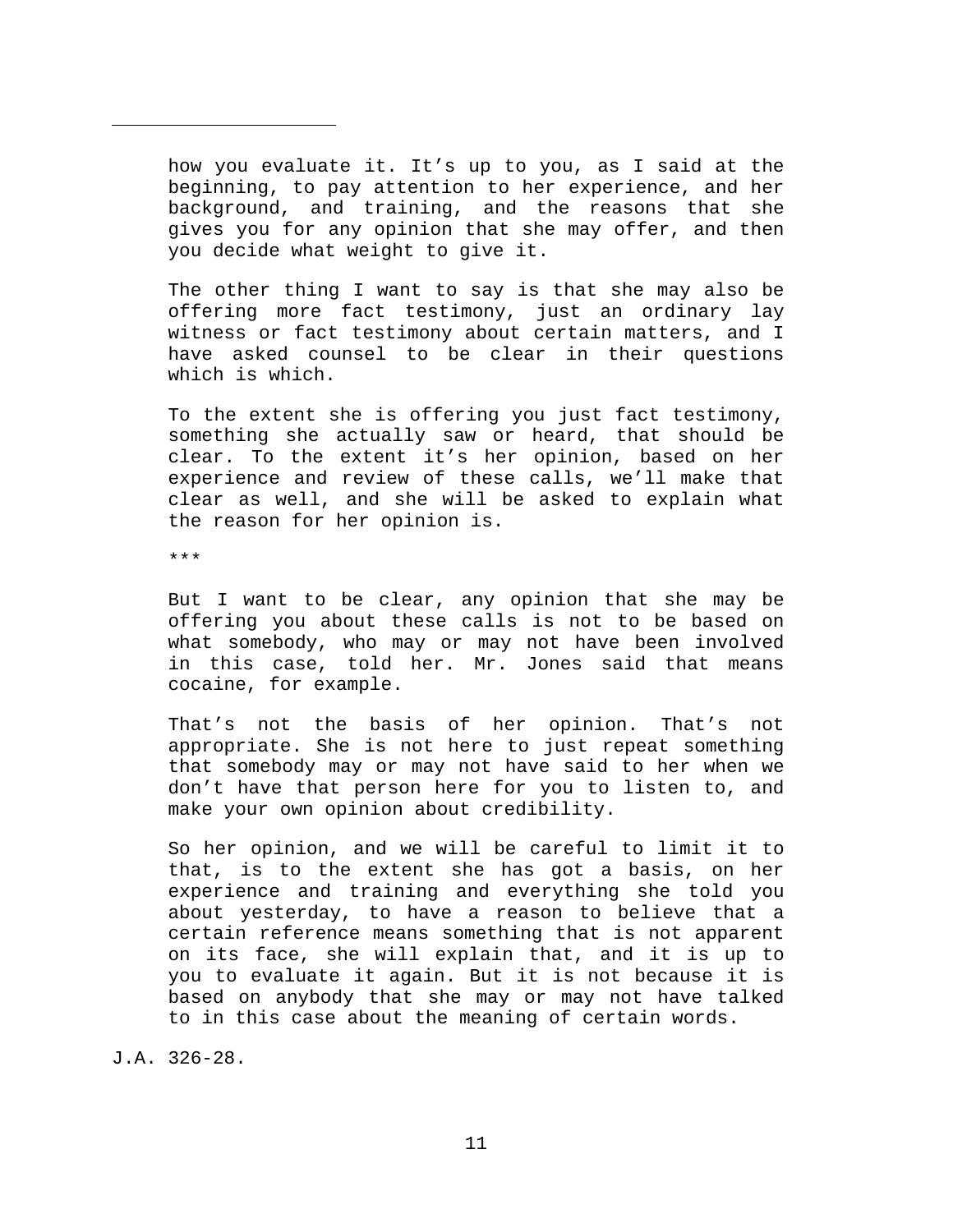> how you evaluate it. It's up to you, as I said at the beginning, to pay attention to her experience, and her background, and training, and the reasons that she gives you for any opinion that she may offer, and then you decide what weight to give it.
>
> The other thing I want to say is that she may also be offering more fact testimony, just an ordinary lay witness or fact testimony about certain matters, and I have asked counsel to be clear in their questions which is which.
>
> To the extent she is offering you just fact testimony, something she actually saw or heard, that should be clear. To the extent it's her opinion, based on her experience and review of these calls, we'll make that clear as well, and she will be asked to explain what the reason for her opinion is.
>
> ***
>
> But I want to be clear, any opinion that she may be offering you about these calls is not to be based on what somebody, who may or may not have been involved in this case, told her. Mr. Jones said that means cocaine, for example.
>
> That's not the basis of her opinion. That's not appropriate. She is not here to just repeat something that somebody may or may not have said to her when we don't have that person here for you to listen to, and make your own opinion about credibility.
>
> So her opinion, and we will be careful to limit it to that, is to the extent she has got a basis, on her experience and training and everything she told you about yesterday, to have a reason to believe that a certain reference means something that is not apparent on its face, she will explain that, and it is up to you to evaluate it again. But it is not because it is based on anybody that she may or may not have talked to in this case about the meaning of certain words.

J.A. 326-28.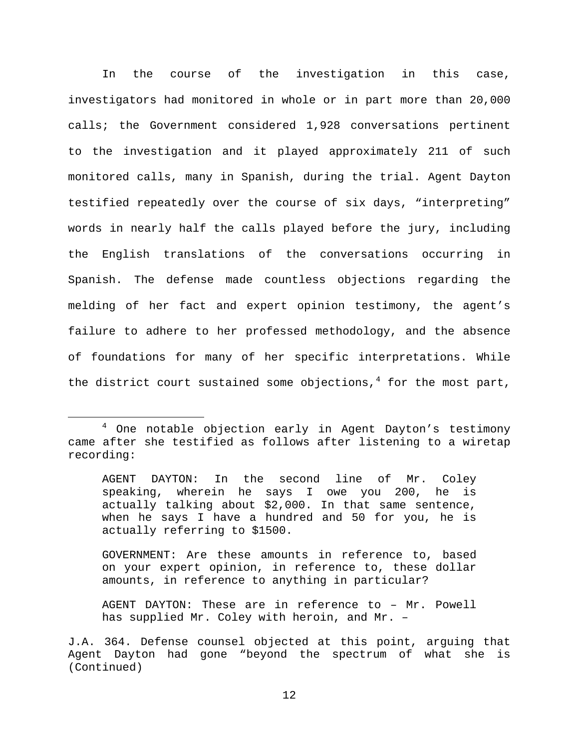In the course of the investigation in this case, investigators had monitored in whole or in part more than 20,000 calls; the Government considered 1,928 conversations pertinent to the investigation and it played approximately 211 of such monitored calls, many in Spanish, during the trial. Agent Dayton testified repeatedly over the course of six days, "interpreting" words in nearly half the calls played before the jury, including the English translations of the conversations occurring in Spanish. The defense made countless objections regarding the melding of her fact and expert opinion testimony, the agent's failure to adhere to her professed methodology, and the absence of foundations for many of her specific interpretations. While the district court sustained some objections,[4] for the most part,

---

[4] One notable objection early in Agent Dayton's testimony came after she testified as follows after listening to a wiretap recording:

> AGENT DAYTON: In the second line of Mr. Coley speaking, wherein he says I owe you 200, he is actually talking about $2,000. In that same sentence, when he says I have a hundred and 50 for you, he is actually referring to $1500.
>
> GOVERNMENT: Are these amounts in reference to, based on your expert opinion, in reference to, these dollar amounts, in reference to anything in particular?
>
> AGENT DAYTON: These are in reference to – Mr. Powell has supplied Mr. Coley with heroin, and Mr. –

J.A. 364. Defense counsel objected at this point, arguing that Agent Dayton had gone "beyond the spectrum of what she is (Continued)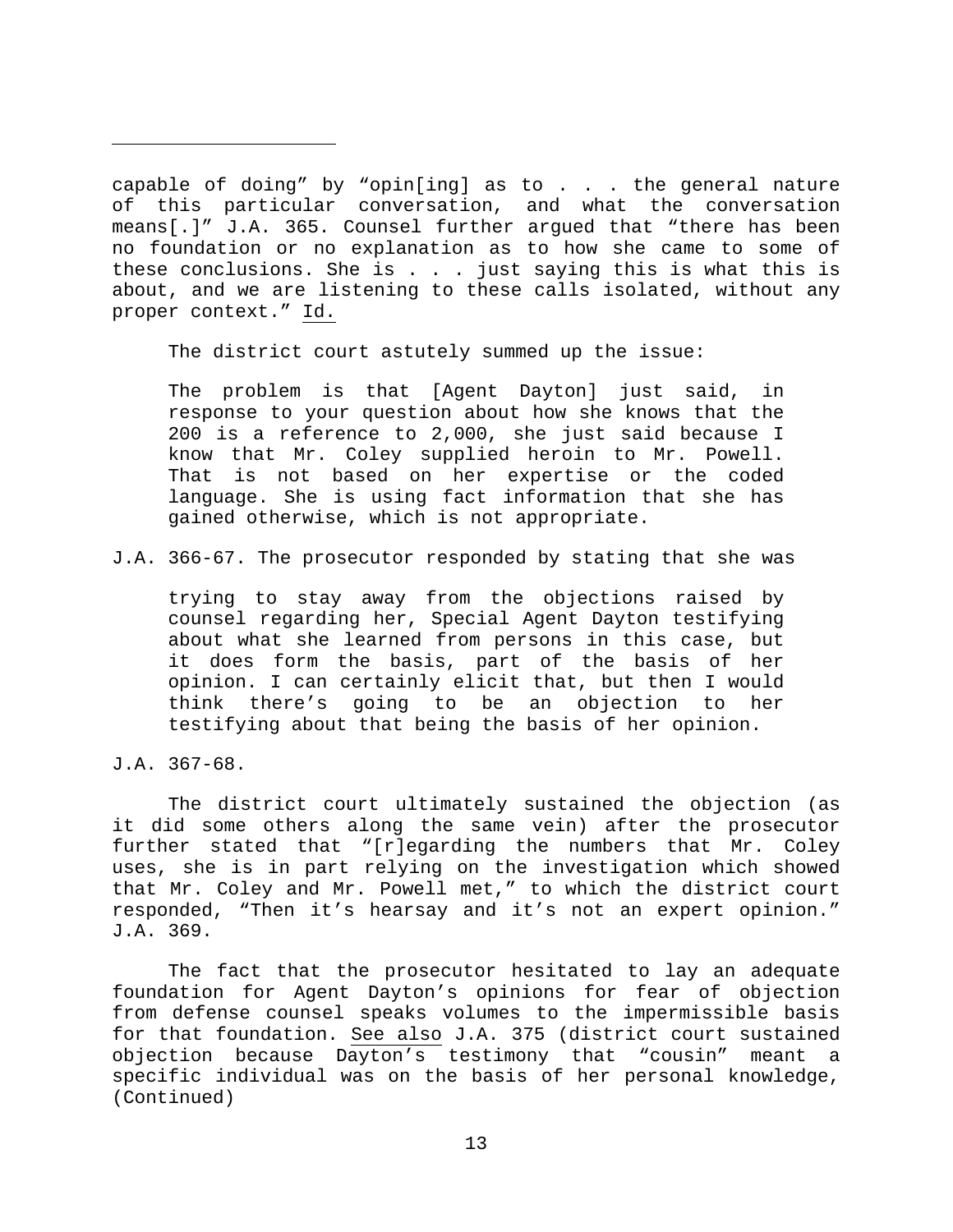capable of doing" by "opin[ing] as to . . . the general nature of this particular conversation, and what the conversation means[.]" J.A. 365. Counsel further argued that "there has been no foundation or no explanation as to how she came to some of these conclusions. She is . . . just saying this is what this is about, and we are listening to these calls isolated, without any proper context." Id.

The district court astutely summed up the issue:

> The problem is that [Agent Dayton] just said, in response to your question about how she knows that the 200 is a reference to 2,000, she just said because I know that Mr. Coley supplied heroin to Mr. Powell. That is not based on her expertise or the coded language. She is using fact information that she has gained otherwise, which is not appropriate.

J.A. 366-67. The prosecutor responded by stating that she was

> trying to stay away from the objections raised by counsel regarding her, Special Agent Dayton testifying about what she learned from persons in this case, but it does form the basis, part of the basis of her opinion. I can certainly elicit that, but then I would think there's going to be an objection to her testifying about that being the basis of her opinion.

J.A. 367-68.

The district court ultimately sustained the objection (as it did some others along the same vein) after the prosecutor further stated that "[r]egarding the numbers that Mr. Coley uses, she is in part relying on the investigation which showed that Mr. Coley and Mr. Powell met," to which the district court responded, "Then it's hearsay and it's not an expert opinion." J.A. 369.

The fact that the prosecutor hesitated to lay an adequate foundation for Agent Dayton's opinions for fear of objection from defense counsel speaks volumes to the impermissible basis for that foundation. See also J.A. 375 (district court sustained objection because Dayton's testimony that "cousin" meant a specific individual was on the basis of her personal knowledge, (Continued)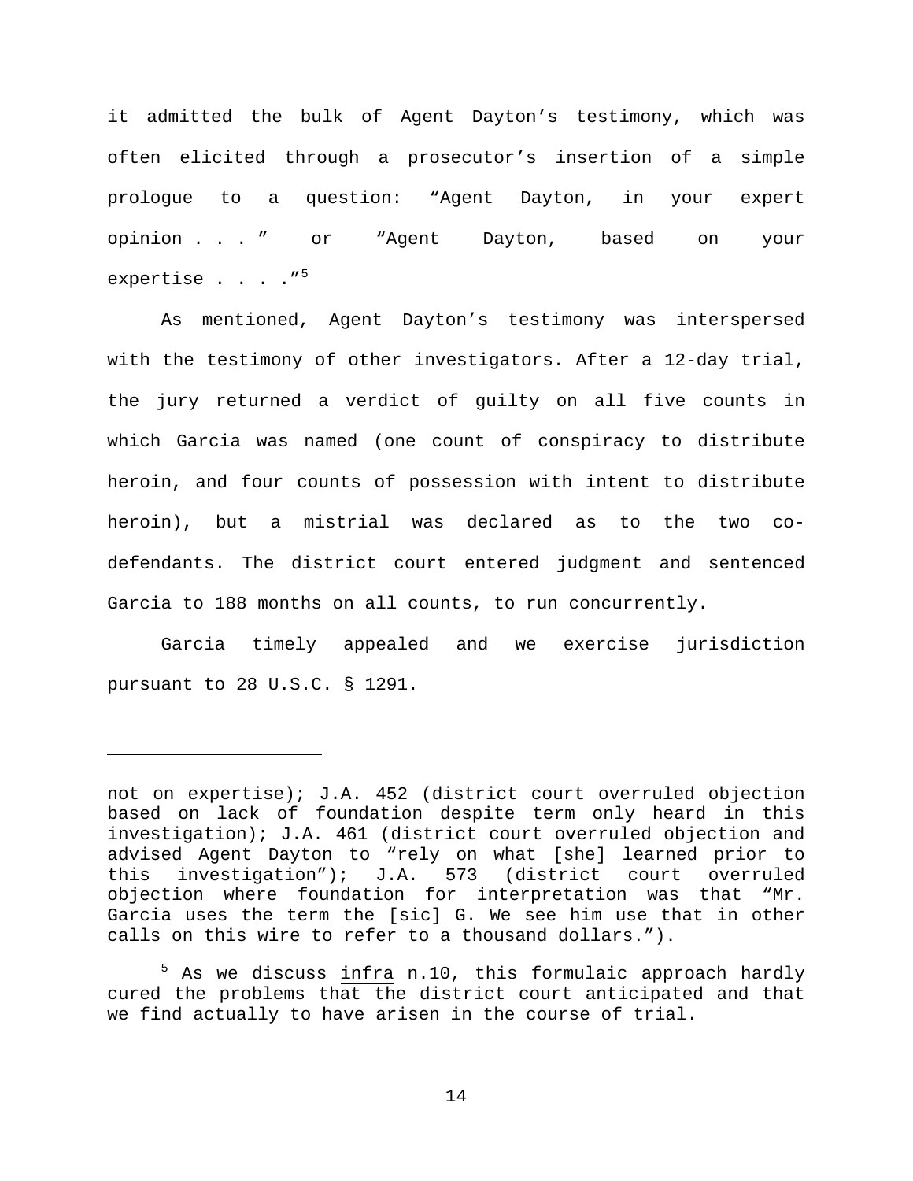it admitted the bulk of Agent Dayton's testimony, which was often elicited through a prosecutor's insertion of a simple prologue to a question: "Agent Dayton, in your expert opinion . . . " or "Agent Dayton, based on your expertise . . . ."[5]

As mentioned, Agent Dayton's testimony was interspersed with the testimony of other investigators. After a 12-day trial, the jury returned a verdict of guilty on all five counts in which Garcia was named (one count of conspiracy to distribute heroin, and four counts of possession with intent to distribute heroin), but a mistrial was declared as to the two co-defendants. The district court entered judgment and sentenced Garcia to 188 months on all counts, to run concurrently.

Garcia timely appealed and we exercise jurisdiction pursuant to 28 U.S.C. § 1291.

---

not on expertise); J.A. 452 (district court overruled objection based on lack of foundation despite term only heard in this investigation); J.A. 461 (district court overruled objection and advised Agent Dayton to "rely on what [she] learned prior to this investigation"); J.A. 573 (district court overruled objection where foundation for interpretation was that "Mr. Garcia uses the term the [sic] G. We see him use that in other calls on this wire to refer to a thousand dollars.").

[5] As we discuss infra n.10, this formulaic approach hardly cured the problems that the district court anticipated and that we find actually to have arisen in the course of trial.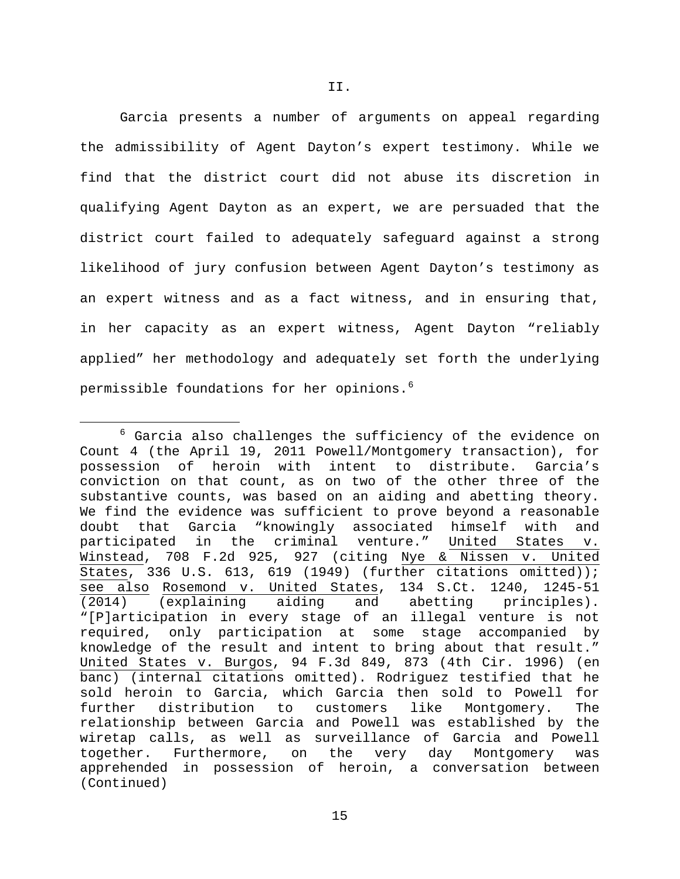## II.

Garcia presents a number of arguments on appeal regarding the admissibility of Agent Dayton's expert testimony. While we find that the district court did not abuse its discretion in qualifying Agent Dayton as an expert, we are persuaded that the district court failed to adequately safeguard against a strong likelihood of jury confusion between Agent Dayton's testimony as an expert witness and as a fact witness, and in ensuring that, in her capacity as an expert witness, Agent Dayton "reliably applied" her methodology and adequately set forth the underlying permissible foundations for her opinions.[6]

---

[6] Garcia also challenges the sufficiency of the evidence on Count 4 (the April 19, 2011 Powell/Montgomery transaction), for possession of heroin with intent to distribute. Garcia's conviction on that count, as on two of the other three of the substantive counts, was based on an aiding and abetting theory. We find the evidence was sufficient to prove beyond a reasonable doubt that Garcia "knowingly associated himself with and participated in the criminal venture." United States v. Winstead, 708 F.2d 925, 927 (citing Nye & Nissen v. United States, 336 U.S. 613, 619 (1949) (further citations omitted)); see also Rosemond v. United States, 134 S.Ct. 1240, 1245-51 (2014) (explaining aiding and abetting principles). "[P]articipation in every stage of an illegal venture is not required, only participation at some stage accompanied by knowledge of the result and intent to bring about that result." United States v. Burgos, 94 F.3d 849, 873 (4th Cir. 1996) (en banc) (internal citations omitted). Rodriguez testified that he sold heroin to Garcia, which Garcia then sold to Powell for further distribution to customers like Montgomery. The relationship between Garcia and Powell was established by the wiretap calls, as well as surveillance of Garcia and Powell together. Furthermore, on the very day Montgomery was apprehended in possession of heroin, a conversation between (Continued)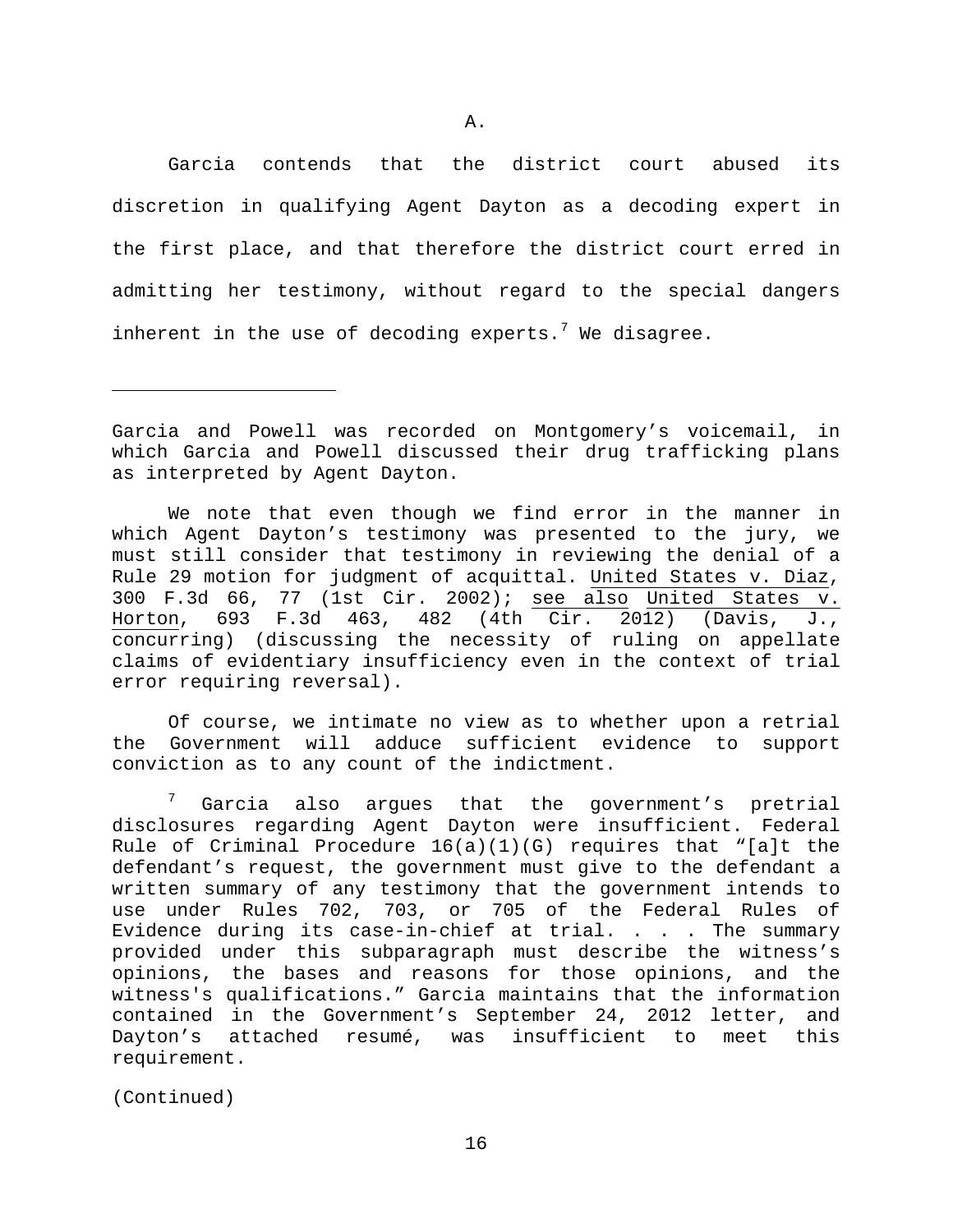A.

Garcia contends that the district court abused its discretion in qualifying Agent Dayton as a decoding expert in the first place, and that therefore the district court erred in admitting her testimony, without regard to the special dangers inherent in the use of decoding experts.[7] We disagree.

---

Garcia and Powell was recorded on Montgomery's voicemail, in which Garcia and Powell discussed their drug trafficking plans as interpreted by Agent Dayton.

We note that even though we find error in the manner in which Agent Dayton's testimony was presented to the jury, we must still consider that testimony in reviewing the denial of a Rule 29 motion for judgment of acquittal. United States v. Diaz, 300 F.3d 66, 77 (1st Cir. 2002); see also United States v. Horton, 693 F.3d 463, 482 (4th Cir. 2012) (Davis, J., concurring) (discussing the necessity of ruling on appellate claims of evidentiary insufficiency even in the context of trial error requiring reversal).

Of course, we intimate no view as to whether upon a retrial the Government will adduce sufficient evidence to support conviction as to any count of the indictment.

[7] Garcia also argues that the government's pretrial disclosures regarding Agent Dayton were insufficient. Federal Rule of Criminal Procedure 16(a)(1)(G) requires that "[a]t the defendant's request, the government must give to the defendant a written summary of any testimony that the government intends to use under Rules 702, 703, or 705 of the Federal Rules of Evidence during its case-in-chief at trial. . . . The summary provided under this subparagraph must describe the witness's opinions, the bases and reasons for those opinions, and the witness's qualifications." Garcia maintains that the information contained in the Government's September 24, 2012 letter, and Dayton's attached resumé, was insufficient to meet this requirement.

(Continued)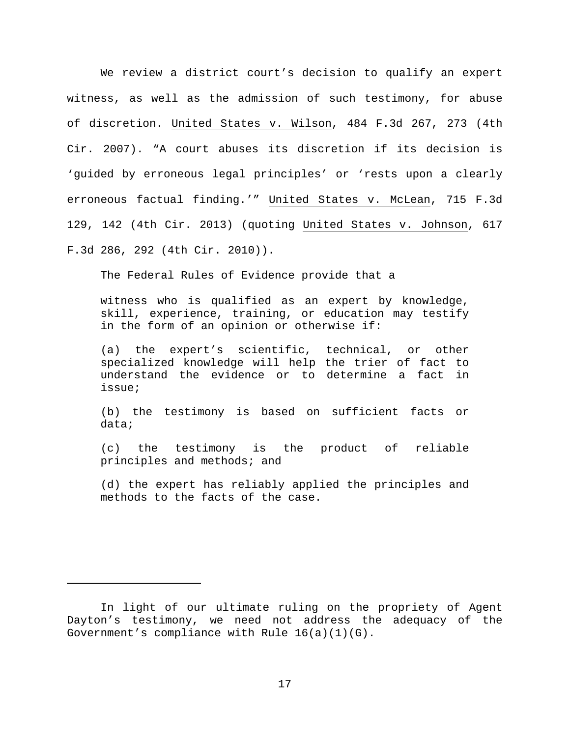We review a district court's decision to qualify an expert witness, as well as the admission of such testimony, for abuse of discretion. United States v. Wilson, 484 F.3d 267, 273 (4th Cir. 2007). "A court abuses its discretion if its decision is 'guided by erroneous legal principles' or 'rests upon a clearly erroneous factual finding.'" United States v. McLean, 715 F.3d 129, 142 (4th Cir. 2013) (quoting United States v. Johnson, 617 F.3d 286, 292 (4th Cir. 2010)).

The Federal Rules of Evidence provide that a

> witness who is qualified as an expert by knowledge, skill, experience, training, or education may testify in the form of an opinion or otherwise if:
>
> (a) the expert's scientific, technical, or other specialized knowledge will help the trier of fact to understand the evidence or to determine a fact in issue;
>
> (b) the testimony is based on sufficient facts or data;
>
> (c) the testimony is the product of reliable principles and methods; and
>
> (d) the expert has reliably applied the principles and methods to the facts of the case.

---

In light of our ultimate ruling on the propriety of Agent Dayton's testimony, we need not address the adequacy of the Government's compliance with Rule 16(a)(1)(G).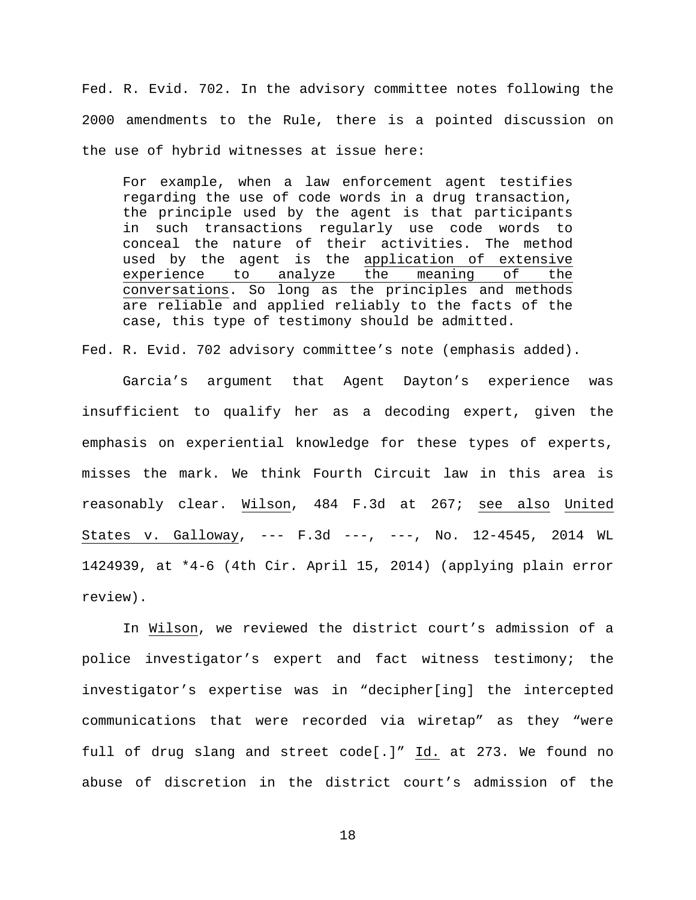Fed. R. Evid. 702. In the advisory committee notes following the 2000 amendments to the Rule, there is a pointed discussion on the use of hybrid witnesses at issue here:

> For example, when a law enforcement agent testifies regarding the use of code words in a drug transaction, the principle used by the agent is that participants in such transactions regularly use code words to conceal the nature of their activities. The method used by the agent is the <u>application of extensive experience to analyze the meaning of the conversations</u>. So long as the principles and methods are reliable and applied reliably to the facts of the case, this type of testimony should be admitted.

Fed. R. Evid. 702 advisory committee's note (emphasis added).

Garcia's argument that Agent Dayton's experience was insufficient to qualify her as a decoding expert, given the emphasis on experiential knowledge for these types of experts, misses the mark. We think Fourth Circuit law in this area is reasonably clear. <u>Wilson</u>, 484 F.3d at 267; <u>see also</u> <u>United States v. Galloway</u>, --- F.3d ---, ---, No. 12-4545, 2014 WL 1424939, at *4-6 (4th Cir. April 15, 2014) (applying plain error review).

In <u>Wilson</u>, we reviewed the district court's admission of a police investigator's expert and fact witness testimony; the investigator's expertise was in "decipher[ing] the intercepted communications that were recorded via wiretap" as they "were full of drug slang and street code[.]" <u>Id.</u> at 273. We found no abuse of discretion in the district court's admission of the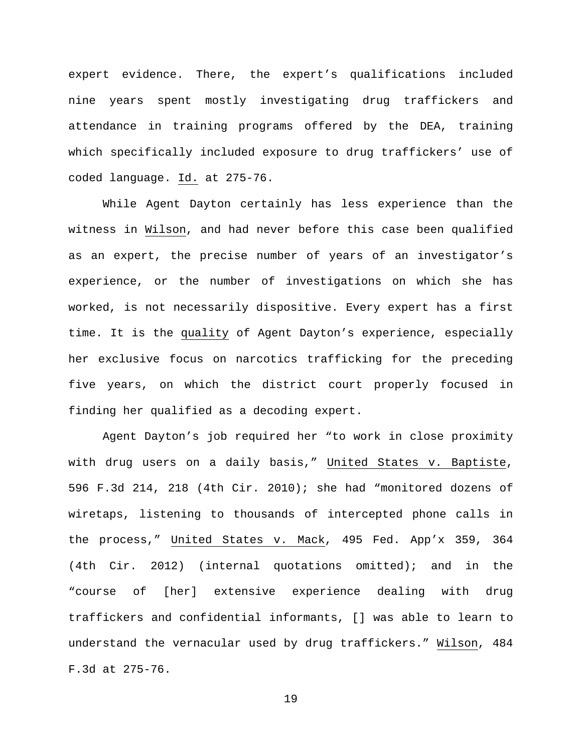expert evidence. There, the expert's qualifications included nine years spent mostly investigating drug traffickers and attendance in training programs offered by the DEA, training which specifically included exposure to drug traffickers' use of coded language. Id. at 275-76.

While Agent Dayton certainly has less experience than the witness in Wilson, and had never before this case been qualified as an expert, the precise number of years of an investigator's experience, or the number of investigations on which she has worked, is not necessarily dispositive. Every expert has a first time. It is the quality of Agent Dayton's experience, especially her exclusive focus on narcotics trafficking for the preceding five years, on which the district court properly focused in finding her qualified as a decoding expert.

Agent Dayton's job required her "to work in close proximity with drug users on a daily basis," United States v. Baptiste, 596 F.3d 214, 218 (4th Cir. 2010); she had "monitored dozens of wiretaps, listening to thousands of intercepted phone calls in the process," United States v. Mack, 495 Fed. App'x 359, 364 (4th Cir. 2012) (internal quotations omitted); and in the "course of [her] extensive experience dealing with drug traffickers and confidential informants, [] was able to learn to understand the vernacular used by drug traffickers." Wilson, 484 F.3d at 275-76.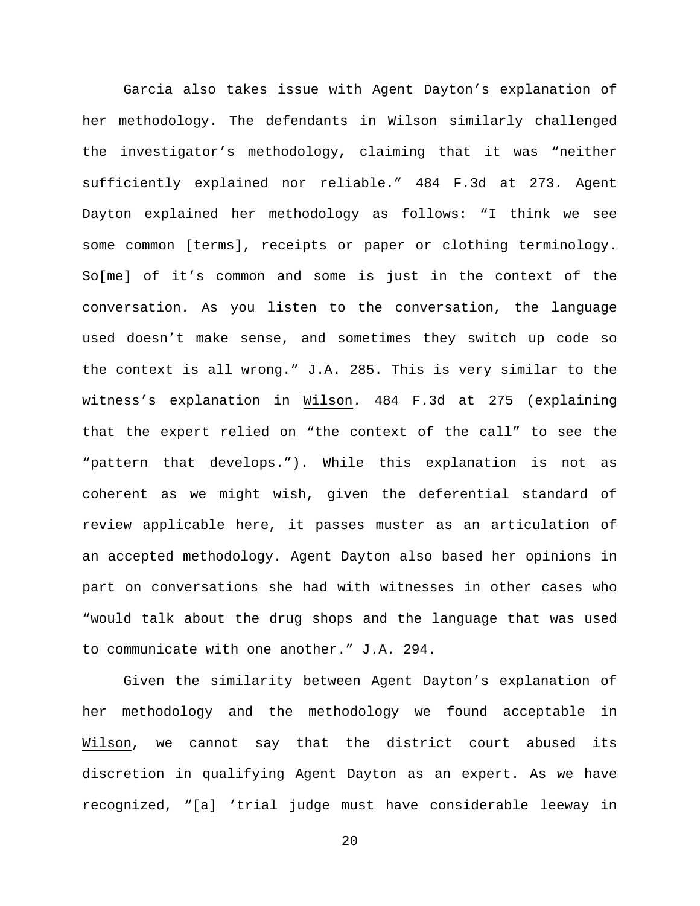Garcia also takes issue with Agent Dayton's explanation of her methodology. The defendants in Wilson similarly challenged the investigator's methodology, claiming that it was "neither sufficiently explained nor reliable." 484 F.3d at 273. Agent Dayton explained her methodology as follows: "I think we see some common [terms], receipts or paper or clothing terminology. So[me] of it's common and some is just in the context of the conversation. As you listen to the conversation, the language used doesn't make sense, and sometimes they switch up code so the context is all wrong." J.A. 285. This is very similar to the witness's explanation in Wilson. 484 F.3d at 275 (explaining that the expert relied on "the context of the call" to see the "pattern that develops."). While this explanation is not as coherent as we might wish, given the deferential standard of review applicable here, it passes muster as an articulation of an accepted methodology. Agent Dayton also based her opinions in part on conversations she had with witnesses in other cases who "would talk about the drug shops and the language that was used to communicate with one another." J.A. 294.

Given the similarity between Agent Dayton's explanation of her methodology and the methodology we found acceptable in Wilson, we cannot say that the district court abused its discretion in qualifying Agent Dayton as an expert. As we have recognized, "[a] 'trial judge must have considerable leeway in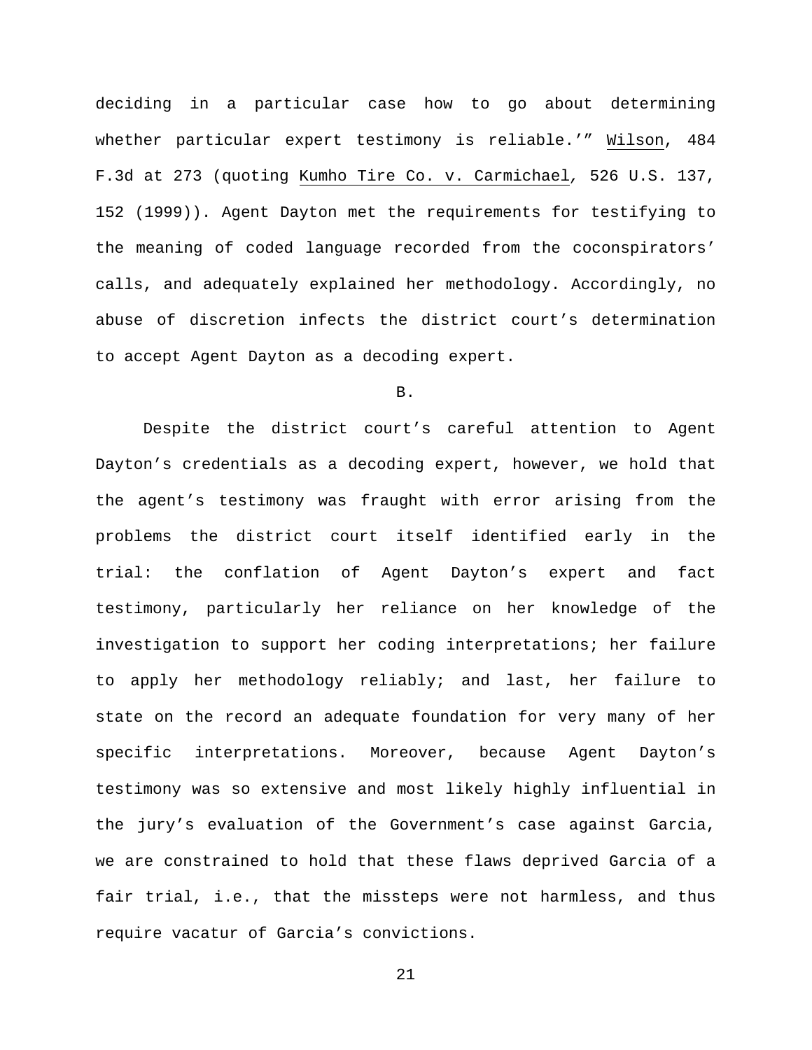deciding in a particular case how to go about determining whether particular expert testimony is reliable.'" Wilson, 484 F.3d at 273 (quoting Kumho Tire Co. v. Carmichael, 526 U.S. 137, 152 (1999)). Agent Dayton met the requirements for testifying to the meaning of coded language recorded from the coconspirators' calls, and adequately explained her methodology. Accordingly, no abuse of discretion infects the district court's determination to accept Agent Dayton as a decoding expert.

B.

Despite the district court's careful attention to Agent Dayton's credentials as a decoding expert, however, we hold that the agent's testimony was fraught with error arising from the problems the district court itself identified early in the trial: the conflation of Agent Dayton's expert and fact testimony, particularly her reliance on her knowledge of the investigation to support her coding interpretations; her failure to apply her methodology reliably; and last, her failure to state on the record an adequate foundation for very many of her specific interpretations. Moreover, because Agent Dayton's testimony was so extensive and most likely highly influential in the jury's evaluation of the Government's case against Garcia, we are constrained to hold that these flaws deprived Garcia of a fair trial, i.e., that the missteps were not harmless, and thus require vacatur of Garcia's convictions.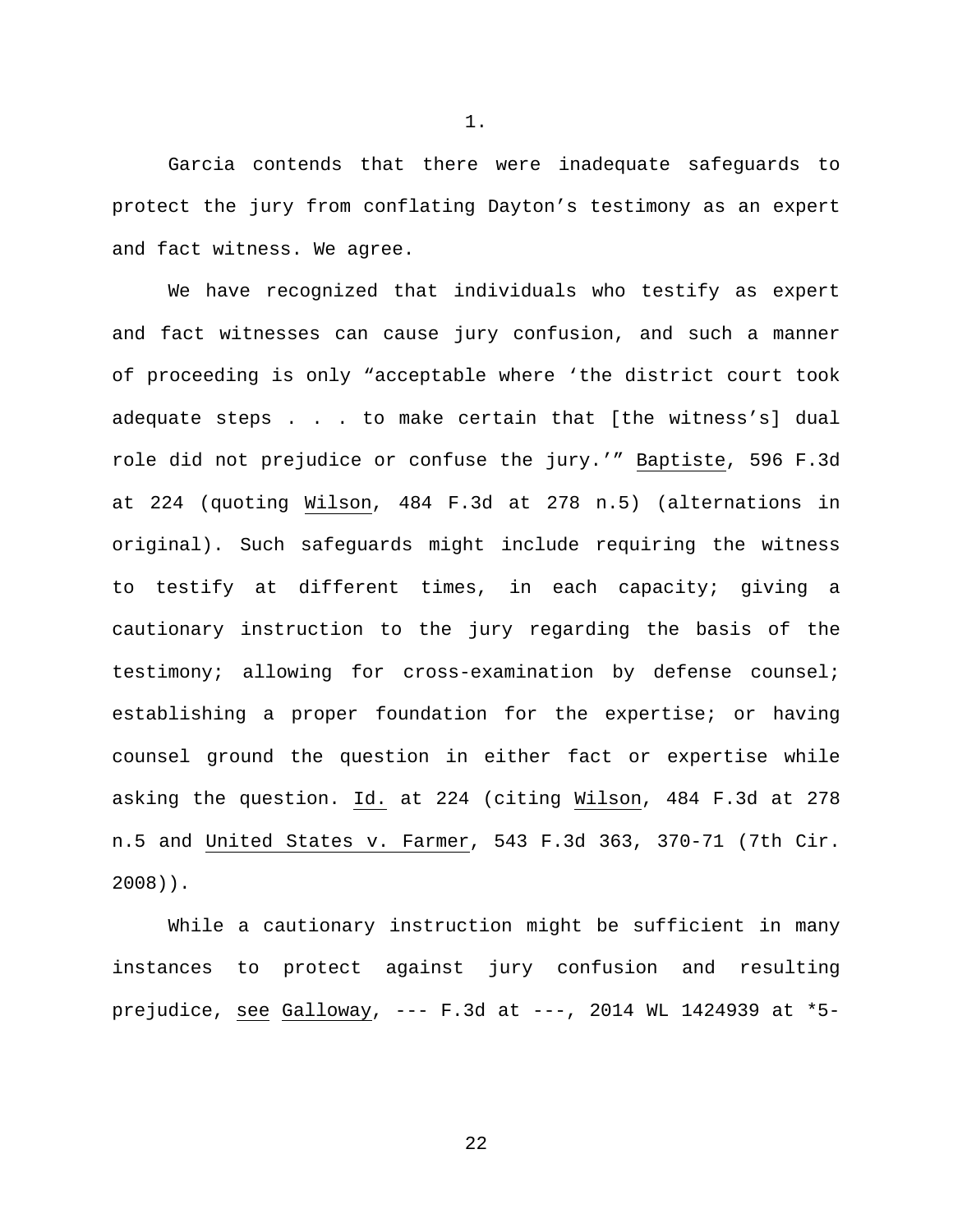1.

Garcia contends that there were inadequate safeguards to protect the jury from conflating Dayton's testimony as an expert and fact witness. We agree.

We have recognized that individuals who testify as expert and fact witnesses can cause jury confusion, and such a manner of proceeding is only "acceptable where 'the district court took adequate steps . . . to make certain that [the witness's] dual role did not prejudice or confuse the jury.'" Baptiste, 596 F.3d at 224 (quoting Wilson, 484 F.3d at 278 n.5) (alternations in original). Such safeguards might include requiring the witness to testify at different times, in each capacity; giving a cautionary instruction to the jury regarding the basis of the testimony; allowing for cross-examination by defense counsel; establishing a proper foundation for the expertise; or having counsel ground the question in either fact or expertise while asking the question. Id. at 224 (citing Wilson, 484 F.3d at 278 n.5 and United States v. Farmer, 543 F.3d 363, 370-71 (7th Cir. 2008)).

While a cautionary instruction might be sufficient in many instances to protect against jury confusion and resulting prejudice, see Galloway, --- F.3d at ---, 2014 WL 1424939 at *5-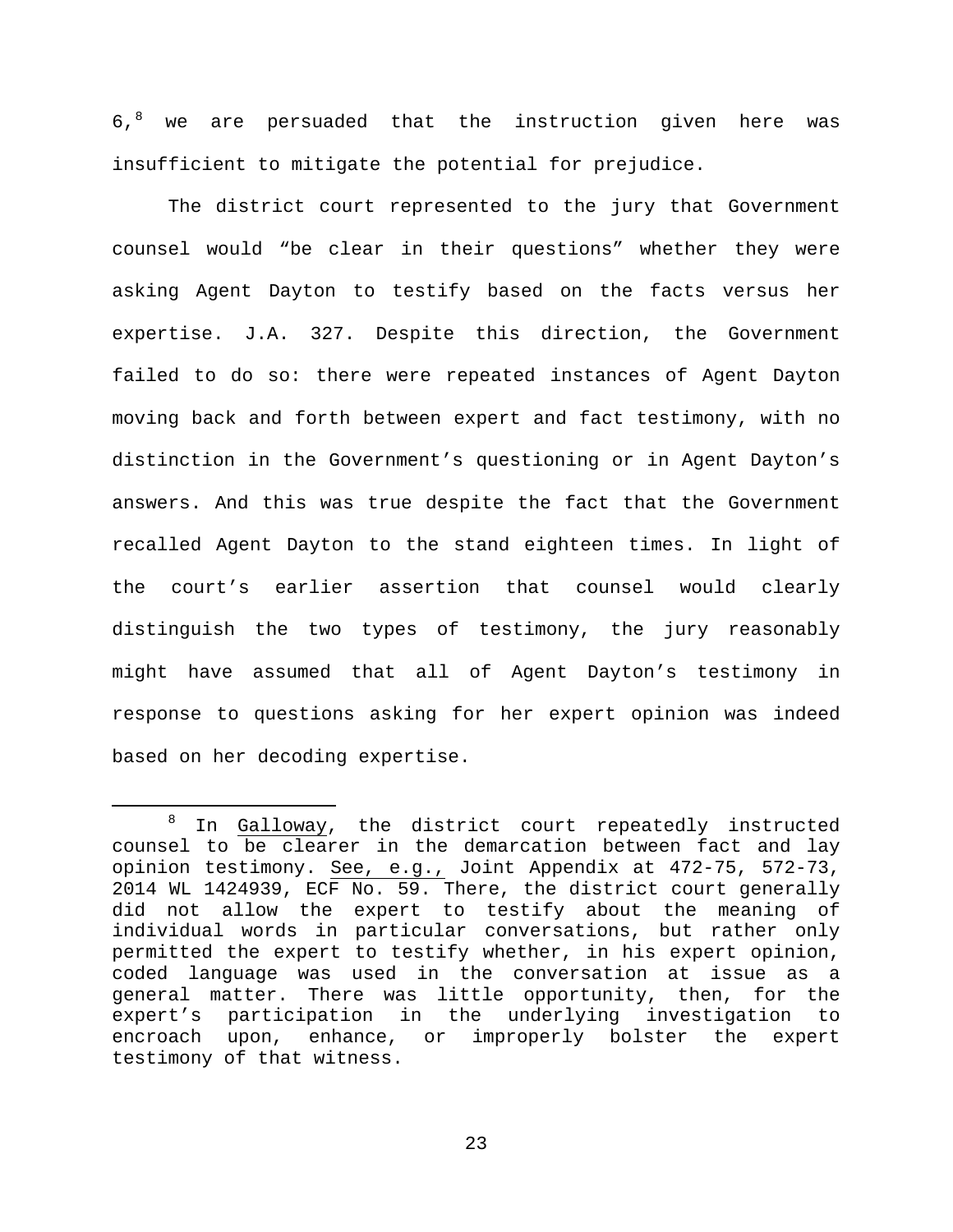6,[8] we are persuaded that the instruction given here was insufficient to mitigate the potential for prejudice.

The district court represented to the jury that Government counsel would "be clear in their questions" whether they were asking Agent Dayton to testify based on the facts versus her expertise. J.A. 327. Despite this direction, the Government failed to do so: there were repeated instances of Agent Dayton moving back and forth between expert and fact testimony, with no distinction in the Government's questioning or in Agent Dayton's answers. And this was true despite the fact that the Government recalled Agent Dayton to the stand eighteen times. In light of the court's earlier assertion that counsel would clearly distinguish the two types of testimony, the jury reasonably might have assumed that all of Agent Dayton's testimony in response to questions asking for her expert opinion was indeed based on her decoding expertise.

---

[8] In Galloway, the district court repeatedly instructed counsel to be clearer in the demarcation between fact and lay opinion testimony. See, e.g., Joint Appendix at 472-75, 572-73, 2014 WL 1424939, ECF No. 59. There, the district court generally did not allow the expert to testify about the meaning of individual words in particular conversations, but rather only permitted the expert to testify whether, in his expert opinion, coded language was used in the conversation at issue as a general matter. There was little opportunity, then, for the expert's participation in the underlying investigation to encroach upon, enhance, or improperly bolster the expert testimony of that witness.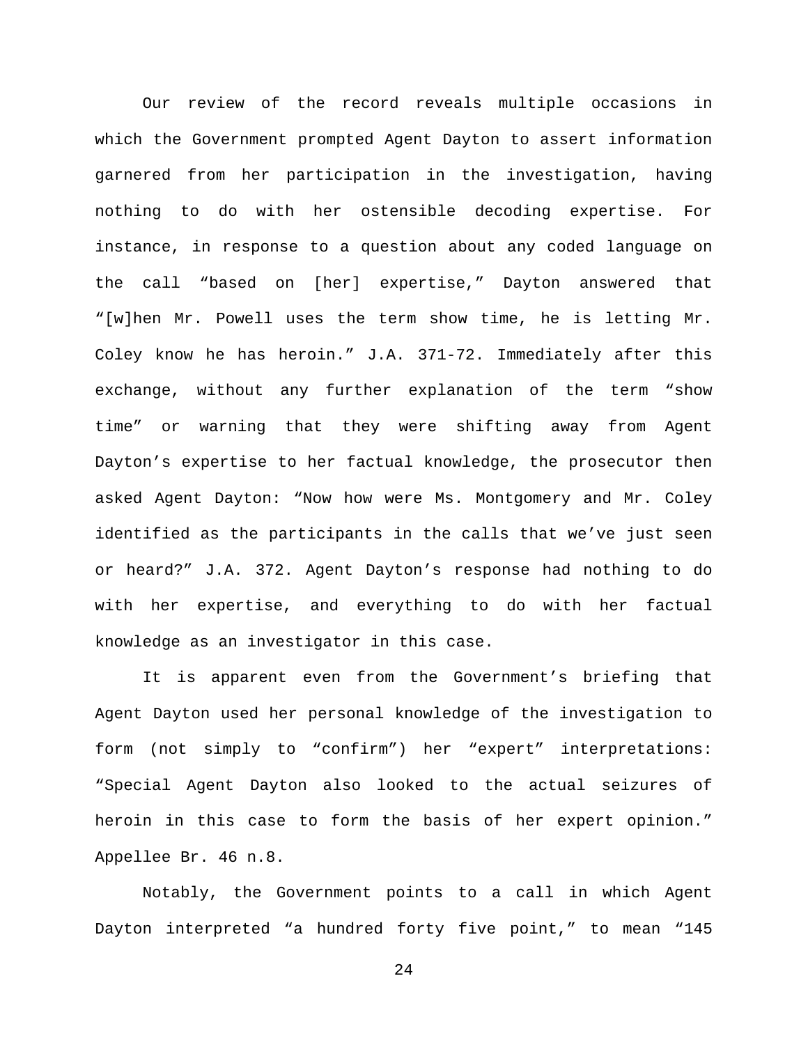Our review of the record reveals multiple occasions in which the Government prompted Agent Dayton to assert information garnered from her participation in the investigation, having nothing to do with her ostensible decoding expertise. For instance, in response to a question about any coded language on the call "based on [her] expertise," Dayton answered that "[w]hen Mr. Powell uses the term show time, he is letting Mr. Coley know he has heroin." J.A. 371-72. Immediately after this exchange, without any further explanation of the term "show time" or warning that they were shifting away from Agent Dayton's expertise to her factual knowledge, the prosecutor then asked Agent Dayton: "Now how were Ms. Montgomery and Mr. Coley identified as the participants in the calls that we've just seen or heard?" J.A. 372. Agent Dayton's response had nothing to do with her expertise, and everything to do with her factual knowledge as an investigator in this case.

It is apparent even from the Government's briefing that Agent Dayton used her personal knowledge of the investigation to form (not simply to "confirm") her "expert" interpretations: "Special Agent Dayton also looked to the actual seizures of heroin in this case to form the basis of her expert opinion." Appellee Br. 46 n.8.

Notably, the Government points to a call in which Agent Dayton interpreted "a hundred forty five point," to mean "145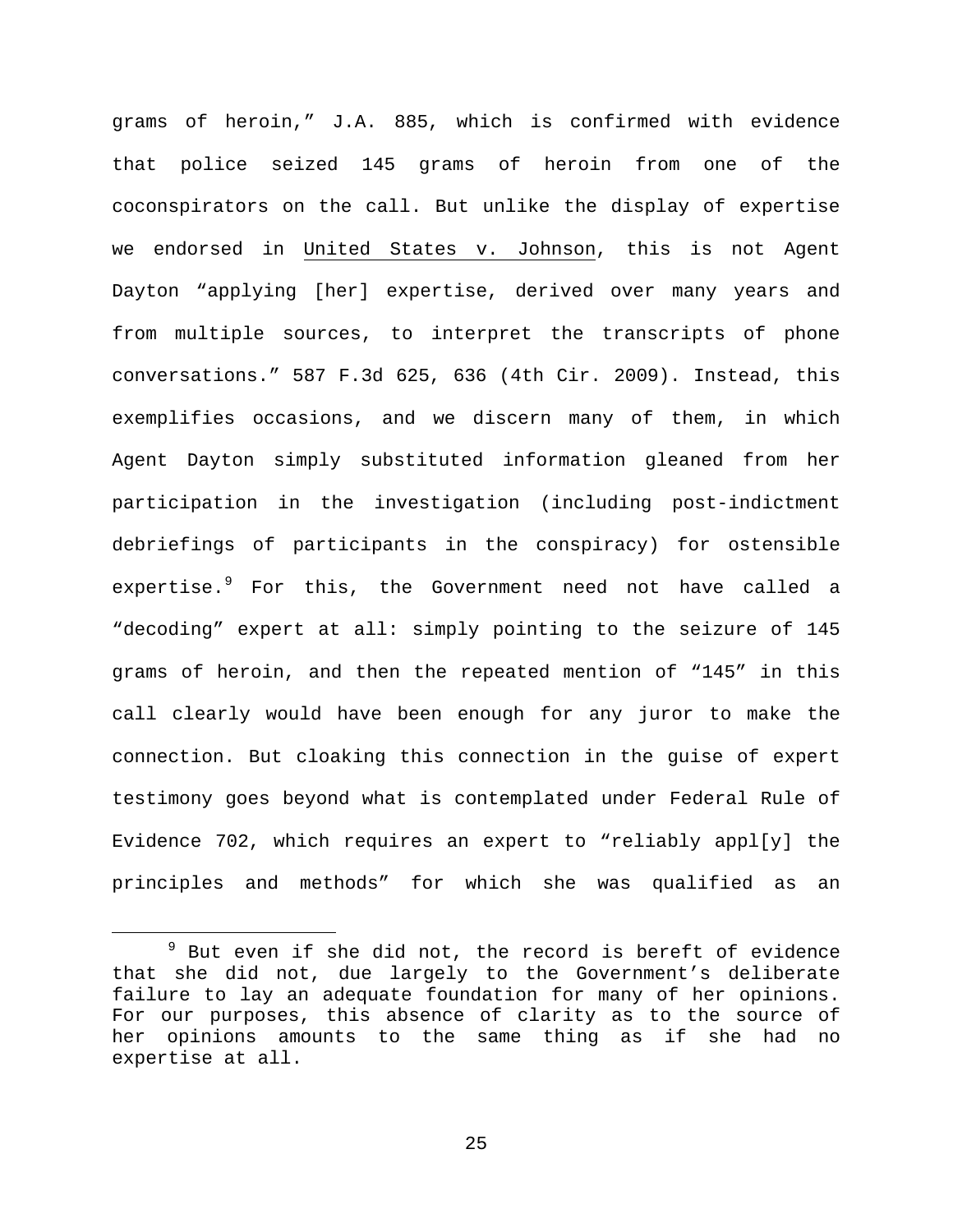grams of heroin," J.A. 885, which is confirmed with evidence that police seized 145 grams of heroin from one of the coconspirators on the call. But unlike the display of expertise we endorsed in United States v. Johnson, this is not Agent Dayton "applying [her] expertise, derived over many years and from multiple sources, to interpret the transcripts of phone conversations." 587 F.3d 625, 636 (4th Cir. 2009). Instead, this exemplifies occasions, and we discern many of them, in which Agent Dayton simply substituted information gleaned from her participation in the investigation (including post-indictment debriefings of participants in the conspiracy) for ostensible expertise.[9] For this, the Government need not have called a "decoding" expert at all: simply pointing to the seizure of 145 grams of heroin, and then the repeated mention of "145" in this call clearly would have been enough for any juror to make the connection. But cloaking this connection in the guise of expert testimony goes beyond what is contemplated under Federal Rule of Evidence 702, which requires an expert to "reliably appl[y] the principles and methods" for which she was qualified as an

[9] But even if she did not, the record is bereft of evidence that she did not, due largely to the Government's deliberate failure to lay an adequate foundation for many of her opinions. For our purposes, this absence of clarity as to the source of her opinions amounts to the same thing as if she had no expertise at all.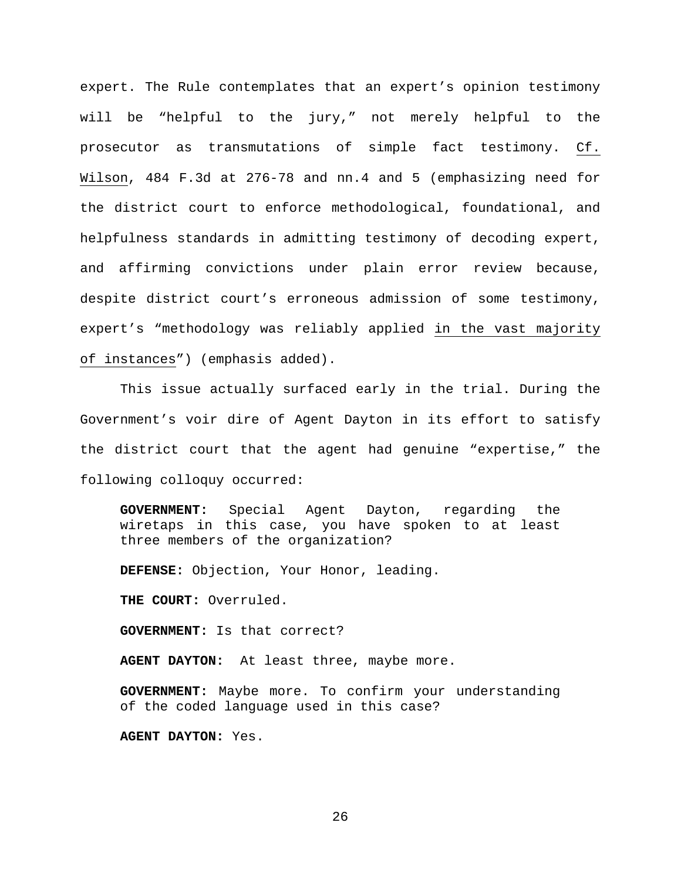expert. The Rule contemplates that an expert's opinion testimony will be "helpful to the jury," not merely helpful to the prosecutor as transmutations of simple fact testimony. Cf. Wilson, 484 F.3d at 276-78 and nn.4 and 5 (emphasizing need for the district court to enforce methodological, foundational, and helpfulness standards in admitting testimony of decoding expert, and affirming convictions under plain error review because, despite district court's erroneous admission of some testimony, expert's "methodology was reliably applied in the vast majority of instances") (emphasis added).

This issue actually surfaced early in the trial. During the Government's voir dire of Agent Dayton in its effort to satisfy the district court that the agent had genuine "expertise," the following colloquy occurred:

> **GOVERNMENT:** Special Agent Dayton, regarding the wiretaps in this case, you have spoken to at least three members of the organization?
>
> **DEFENSE:** Objection, Your Honor, leading.
>
> **THE COURT:** Overruled.
>
> **GOVERNMENT:** Is that correct?
>
> **AGENT DAYTON:** At least three, maybe more.
>
> **GOVERNMENT:** Maybe more. To confirm your understanding of the coded language used in this case?
>
> **AGENT DAYTON:** Yes.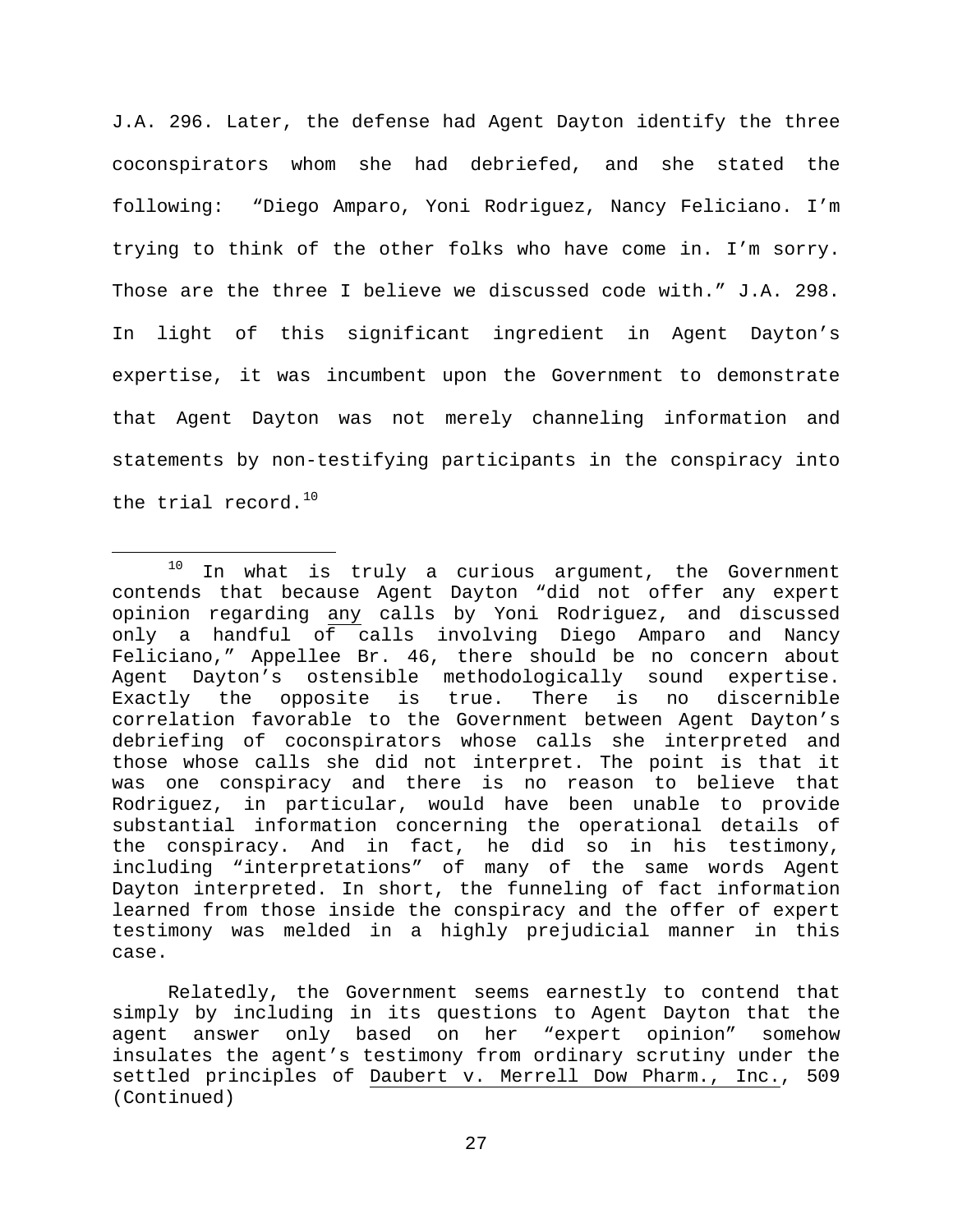J.A. 296. Later, the defense had Agent Dayton identify the three coconspirators whom she had debriefed, and she stated the following: "Diego Amparo, Yoni Rodriguez, Nancy Feliciano. I'm trying to think of the other folks who have come in. I'm sorry. Those are the three I believe we discussed code with." J.A. 298. In light of this significant ingredient in Agent Dayton's expertise, it was incumbent upon the Government to demonstrate that Agent Dayton was not merely channeling information and statements by non-testifying participants in the conspiracy into the trial record.[10]

---

[10] In what is truly a curious argument, the Government contends that because Agent Dayton "did not offer any expert opinion regarding any calls by Yoni Rodriguez, and discussed only a handful of calls involving Diego Amparo and Nancy Feliciano," Appellee Br. 46, there should be no concern about Agent Dayton's ostensible methodologically sound expertise. Exactly the opposite is true. There is no discernible correlation favorable to the Government between Agent Dayton's debriefing of coconspirators whose calls she interpreted and those whose calls she did not interpret. The point is that it was one conspiracy and there is no reason to believe that Rodriguez, in particular, would have been unable to provide substantial information concerning the operational details of the conspiracy. And in fact, he did so in his testimony, including "interpretations" of many of the same words Agent Dayton interpreted. In short, the funneling of fact information learned from those inside the conspiracy and the offer of expert testimony was melded in a highly prejudicial manner in this case.

Relatedly, the Government seems earnestly to contend that simply by including in its questions to Agent Dayton that the agent answer only based on her "expert opinion" somehow insulates the agent's testimony from ordinary scrutiny under the settled principles of Daubert v. Merrell Dow Pharm., Inc., 509 (Continued)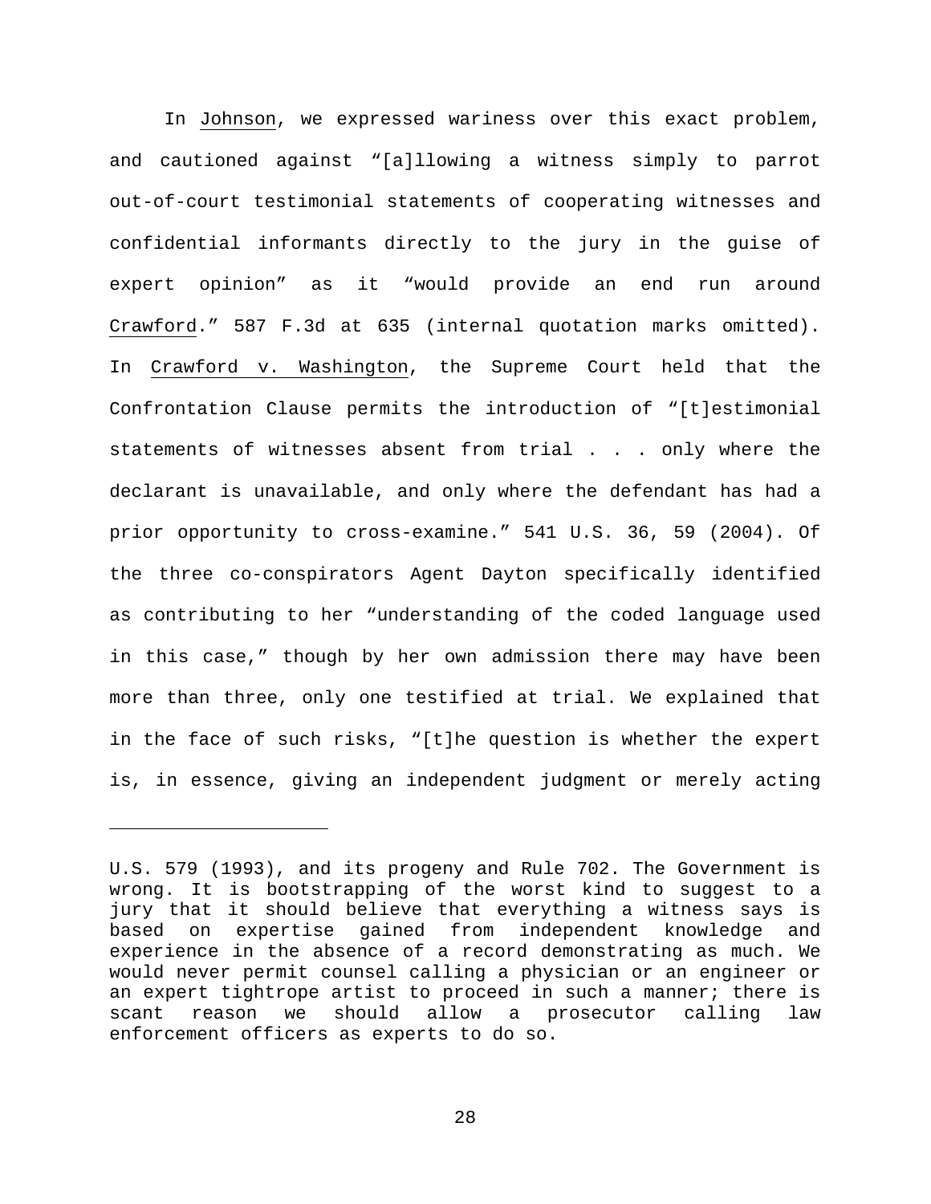In Johnson, we expressed wariness over this exact problem, and cautioned against "[a]llowing a witness simply to parrot out-of-court testimonial statements of cooperating witnesses and confidential informants directly to the jury in the guise of expert opinion" as it "would provide an end run around Crawford." 587 F.3d at 635 (internal quotation marks omitted). In Crawford v. Washington, the Supreme Court held that the Confrontation Clause permits the introduction of "[t]estimonial statements of witnesses absent from trial . . . only where the declarant is unavailable, and only where the defendant has had a prior opportunity to cross-examine." 541 U.S. 36, 59 (2004). Of the three co-conspirators Agent Dayton specifically identified as contributing to her "understanding of the coded language used in this case," though by her own admission there may have been more than three, only one testified at trial. We explained that in the face of such risks, "[t]he question is whether the expert is, in essence, giving an independent judgment or merely acting

---

U.S. 579 (1993), and its progeny and Rule 702. The Government is wrong. It is bootstrapping of the worst kind to suggest to a jury that it should believe that everything a witness says is based on expertise gained from independent knowledge and experience in the absence of a record demonstrating as much. We would never permit counsel calling a physician or an engineer or an expert tightrope artist to proceed in such a manner; there is scant reason we should allow a prosecutor calling law enforcement officers as experts to do so.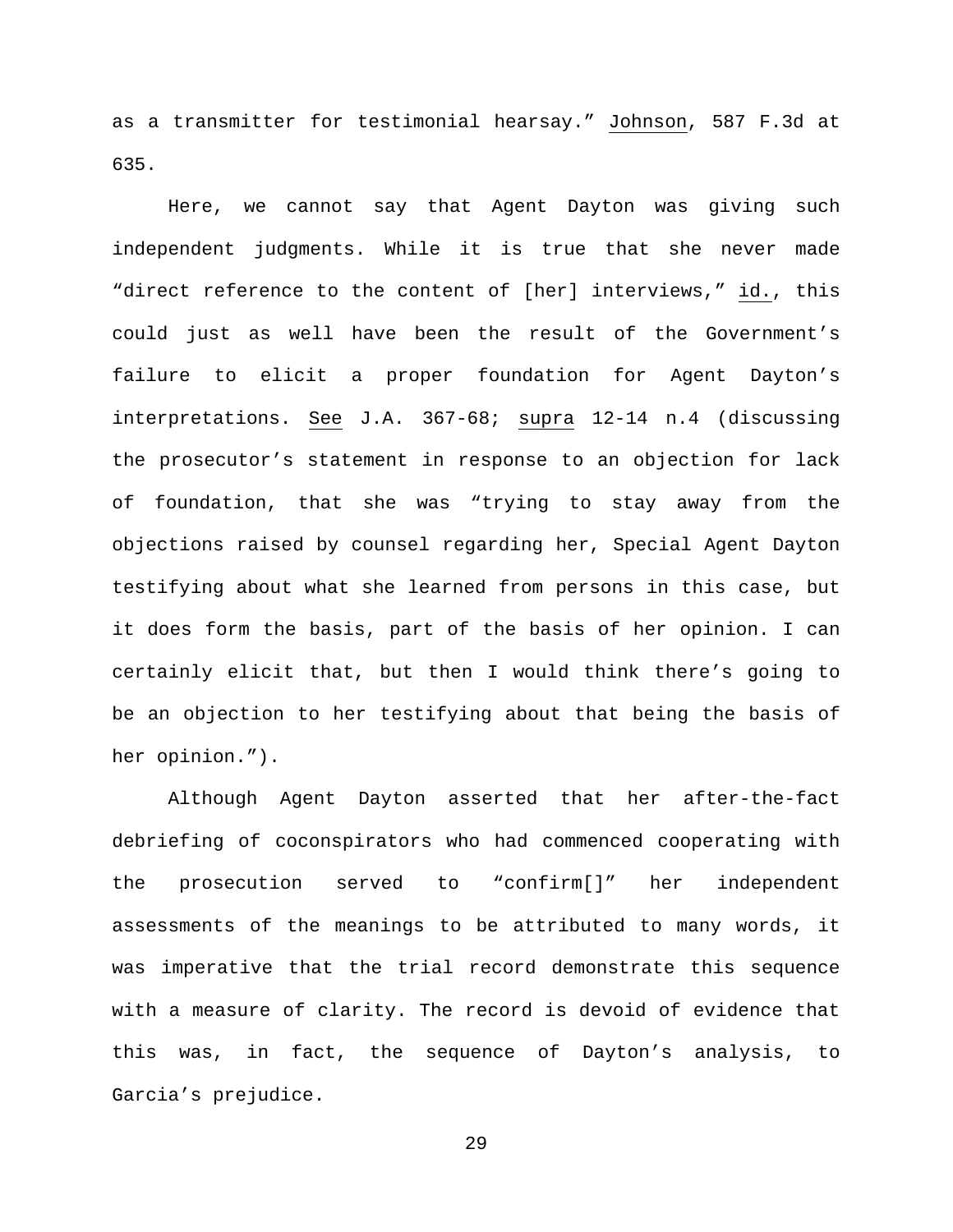as a transmitter for testimonial hearsay." Johnson, 587 F.3d at 635.

Here, we cannot say that Agent Dayton was giving such independent judgments. While it is true that she never made "direct reference to the content of [her] interviews," id., this could just as well have been the result of the Government's failure to elicit a proper foundation for Agent Dayton's interpretations. See J.A. 367-68; supra 12-14 n.4 (discussing the prosecutor's statement in response to an objection for lack of foundation, that she was "trying to stay away from the objections raised by counsel regarding her, Special Agent Dayton testifying about what she learned from persons in this case, but it does form the basis, part of the basis of her opinion. I can certainly elicit that, but then I would think there's going to be an objection to her testifying about that being the basis of her opinion.").

Although Agent Dayton asserted that her after-the-fact debriefing of coconspirators who had commenced cooperating with the prosecution served to "confirm[]" her independent assessments of the meanings to be attributed to many words, it was imperative that the trial record demonstrate this sequence with a measure of clarity. The record is devoid of evidence that this was, in fact, the sequence of Dayton's analysis, to Garcia's prejudice.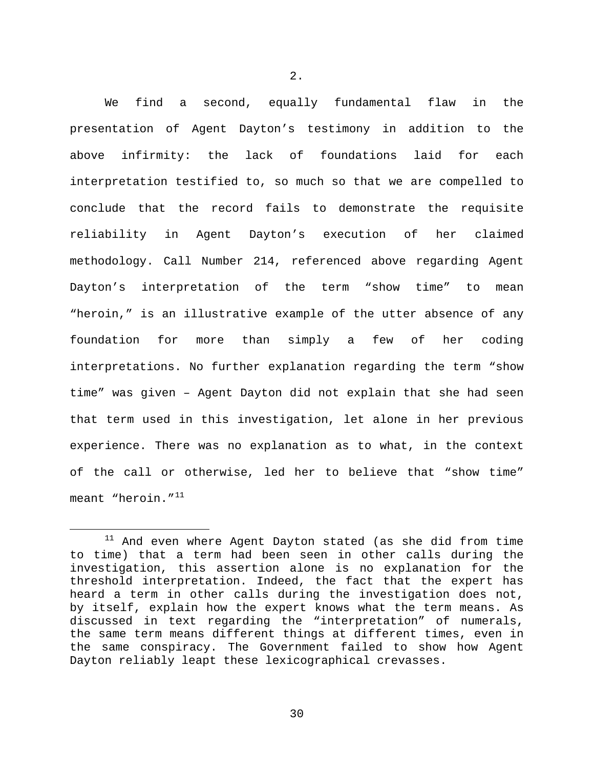2.

We find a second, equally fundamental flaw in the presentation of Agent Dayton's testimony in addition to the above infirmity: the lack of foundations laid for each interpretation testified to, so much so that we are compelled to conclude that the record fails to demonstrate the requisite reliability in Agent Dayton's execution of her claimed methodology. Call Number 214, referenced above regarding Agent Dayton's interpretation of the term "show time" to mean "heroin," is an illustrative example of the utter absence of any foundation for more than simply a few of her coding interpretations. No further explanation regarding the term "show time" was given – Agent Dayton did not explain that she had seen that term used in this investigation, let alone in her previous experience. There was no explanation as to what, in the context of the call or otherwise, led her to believe that "show time" meant "heroin."[11]

[11] And even where Agent Dayton stated (as she did from time to time) that a term had been seen in other calls during the investigation, this assertion alone is no explanation for the threshold interpretation. Indeed, the fact that the expert has heard a term in other calls during the investigation does not, by itself, explain how the expert knows what the term means. As discussed in text regarding the "interpretation" of numerals, the same term means different things at different times, even in the same conspiracy. The Government failed to show how Agent Dayton reliably leapt these lexicographical crevasses.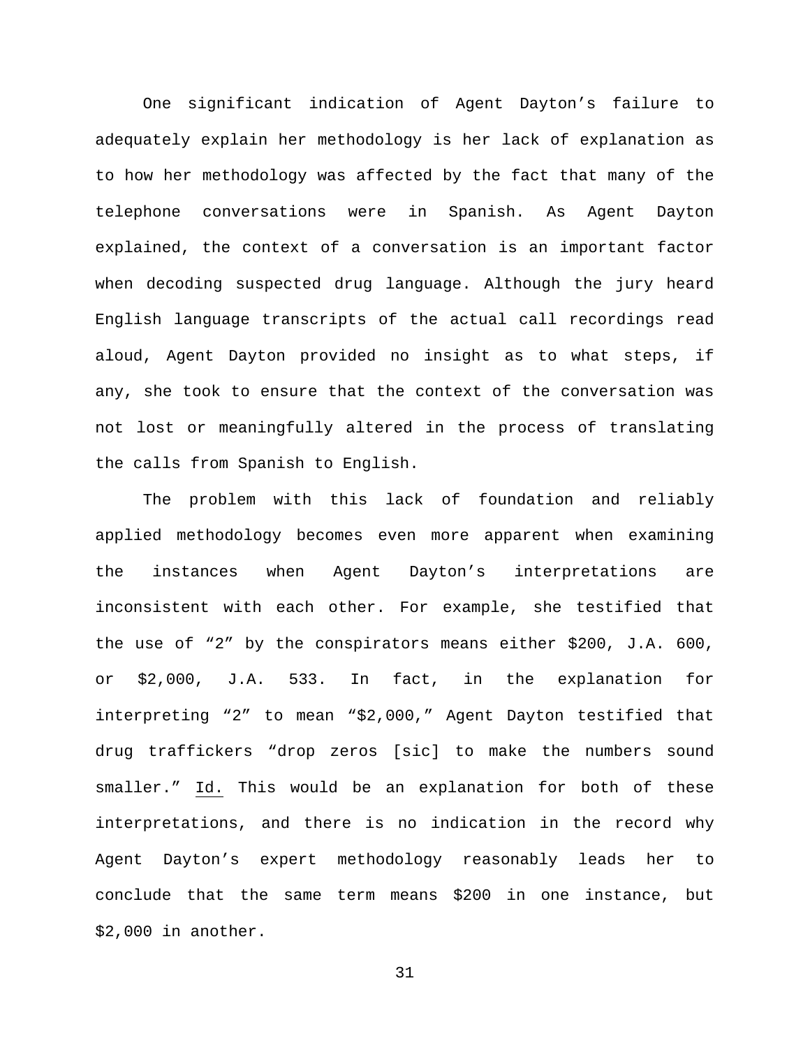One significant indication of Agent Dayton's failure to adequately explain her methodology is her lack of explanation as to how her methodology was affected by the fact that many of the telephone conversations were in Spanish. As Agent Dayton explained, the context of a conversation is an important factor when decoding suspected drug language. Although the jury heard English language transcripts of the actual call recordings read aloud, Agent Dayton provided no insight as to what steps, if any, she took to ensure that the context of the conversation was not lost or meaningfully altered in the process of translating the calls from Spanish to English.

The problem with this lack of foundation and reliably applied methodology becomes even more apparent when examining the instances when Agent Dayton's interpretations are inconsistent with each other. For example, she testified that the use of "2" by the conspirators means either $200, J.A. 600, or $2,000, J.A. 533. In fact, in the explanation for interpreting "2" to mean "$2,000," Agent Dayton testified that drug traffickers "drop zeros [sic] to make the numbers sound smaller." Id. This would be an explanation for both of these interpretations, and there is no indication in the record why Agent Dayton's expert methodology reasonably leads her to conclude that the same term means $200 in one instance, but $2,000 in another.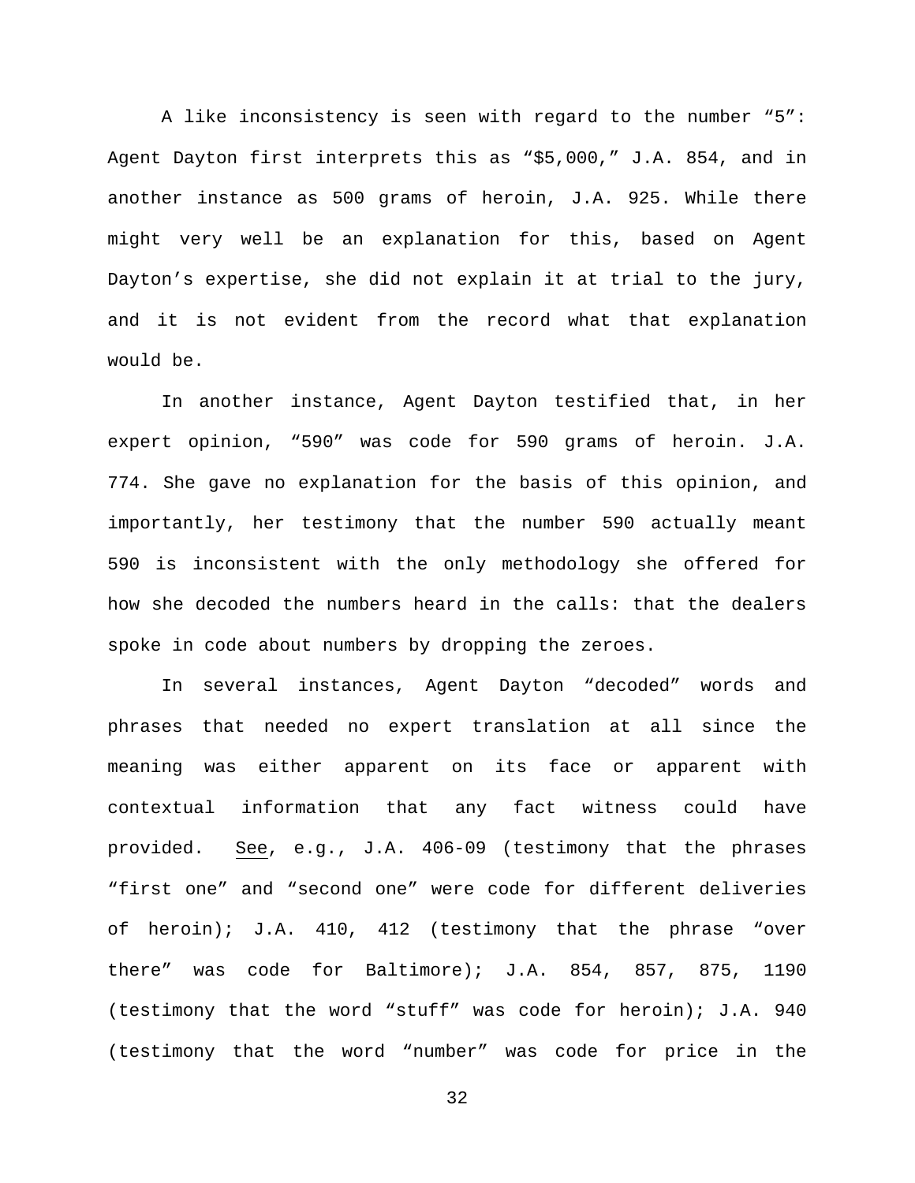A like inconsistency is seen with regard to the number “5”: Agent Dayton first interprets this as “$5,000,” J.A. 854, and in another instance as 500 grams of heroin, J.A. 925. While there might very well be an explanation for this, based on Agent Dayton’s expertise, she did not explain it at trial to the jury, and it is not evident from the record what that explanation would be.

In another instance, Agent Dayton testified that, in her expert opinion, “590” was code for 590 grams of heroin. J.A. 774. She gave no explanation for the basis of this opinion, and importantly, her testimony that the number 590 actually meant 590 is inconsistent with the only methodology she offered for how she decoded the numbers heard in the calls: that the dealers spoke in code about numbers by dropping the zeroes.

In several instances, Agent Dayton “decoded” words and phrases that needed no expert translation at all since the meaning was either apparent on its face or apparent with contextual information that any fact witness could have provided. See, e.g., J.A. 406-09 (testimony that the phrases “first one” and “second one” were code for different deliveries of heroin); J.A. 410, 412 (testimony that the phrase “over there” was code for Baltimore); J.A. 854, 857, 875, 1190 (testimony that the word “stuff” was code for heroin); J.A. 940 (testimony that the word “number” was code for price in the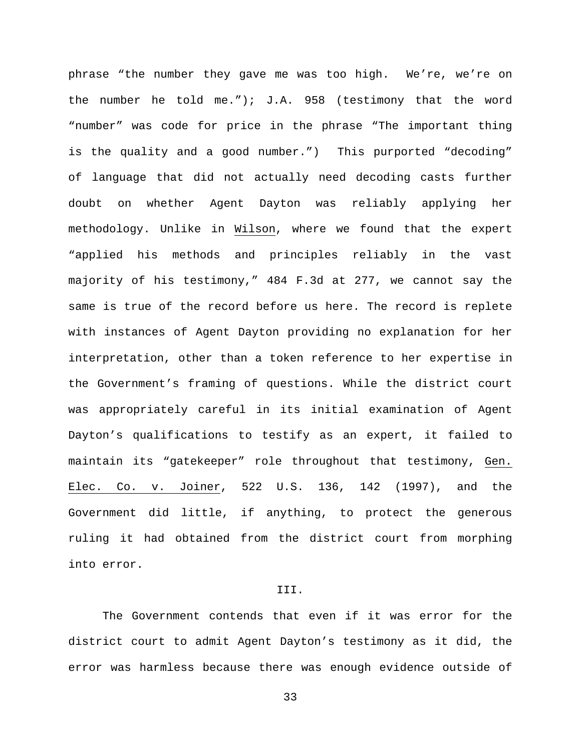phrase “the number they gave me was too high. We’re, we’re on the number he told me.”); J.A. 958 (testimony that the word “number” was code for price in the phrase “The important thing is the quality and a good number.”) This purported “decoding” of language that did not actually need decoding casts further doubt on whether Agent Dayton was reliably applying her methodology. Unlike in Wilson, where we found that the expert “applied his methods and principles reliably in the vast majority of his testimony,” 484 F.3d at 277, we cannot say the same is true of the record before us here. The record is replete with instances of Agent Dayton providing no explanation for her interpretation, other than a token reference to her expertise in the Government’s framing of questions. While the district court was appropriately careful in its initial examination of Agent Dayton’s qualifications to testify as an expert, it failed to maintain its “gatekeeper” role throughout that testimony, Gen. Elec. Co. v. Joiner, 522 U.S. 136, 142 (1997), and the Government did little, if anything, to protect the generous ruling it had obtained from the district court from morphing into error.

## III.

The Government contends that even if it was error for the district court to admit Agent Dayton’s testimony as it did, the error was harmless because there was enough evidence outside of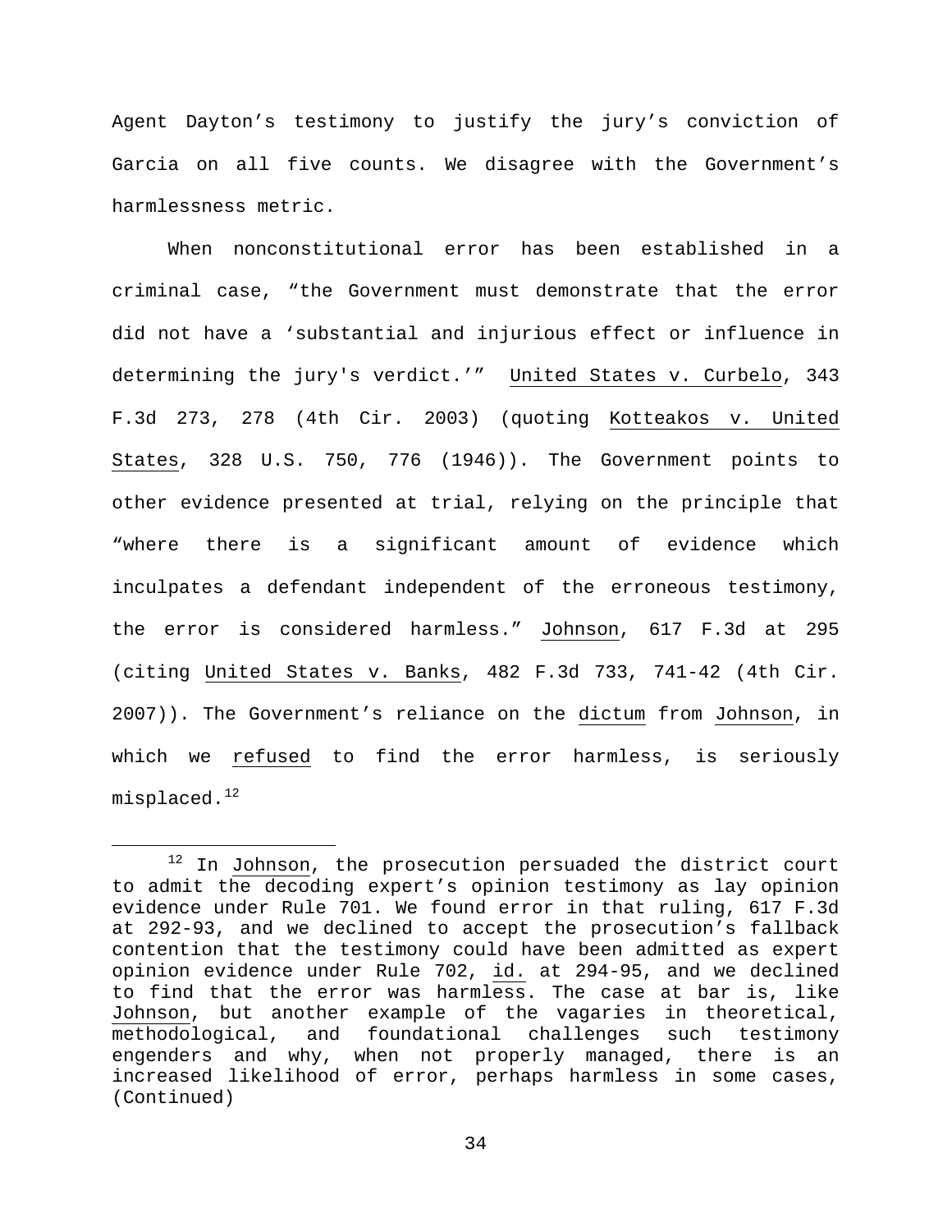Agent Dayton's testimony to justify the jury's conviction of Garcia on all five counts. We disagree with the Government's harmlessness metric.

When nonconstitutional error has been established in a criminal case, "the Government must demonstrate that the error did not have a 'substantial and injurious effect or influence in determining the jury's verdict.'" United States v. Curbelo, 343 F.3d 273, 278 (4th Cir. 2003) (quoting Kotteakos v. United States, 328 U.S. 750, 776 (1946)). The Government points to other evidence presented at trial, relying on the principle that "where there is a significant amount of evidence which inculpates a defendant independent of the erroneous testimony, the error is considered harmless." Johnson, 617 F.3d at 295 (citing United States v. Banks, 482 F.3d 733, 741-42 (4th Cir. 2007)). The Government's reliance on the dictum from Johnson, in which we refused to find the error harmless, is seriously misplaced.[12]

[12] In Johnson, the prosecution persuaded the district court to admit the decoding expert's opinion testimony as lay opinion evidence under Rule 701. We found error in that ruling, 617 F.3d at 292-93, and we declined to accept the prosecution's fallback contention that the testimony could have been admitted as expert opinion evidence under Rule 702, id. at 294-95, and we declined to find that the error was harmless. The case at bar is, like Johnson, but another example of the vagaries in theoretical, methodological, and foundational challenges such testimony engenders and why, when not properly managed, there is an increased likelihood of error, perhaps harmless in some cases, (Continued)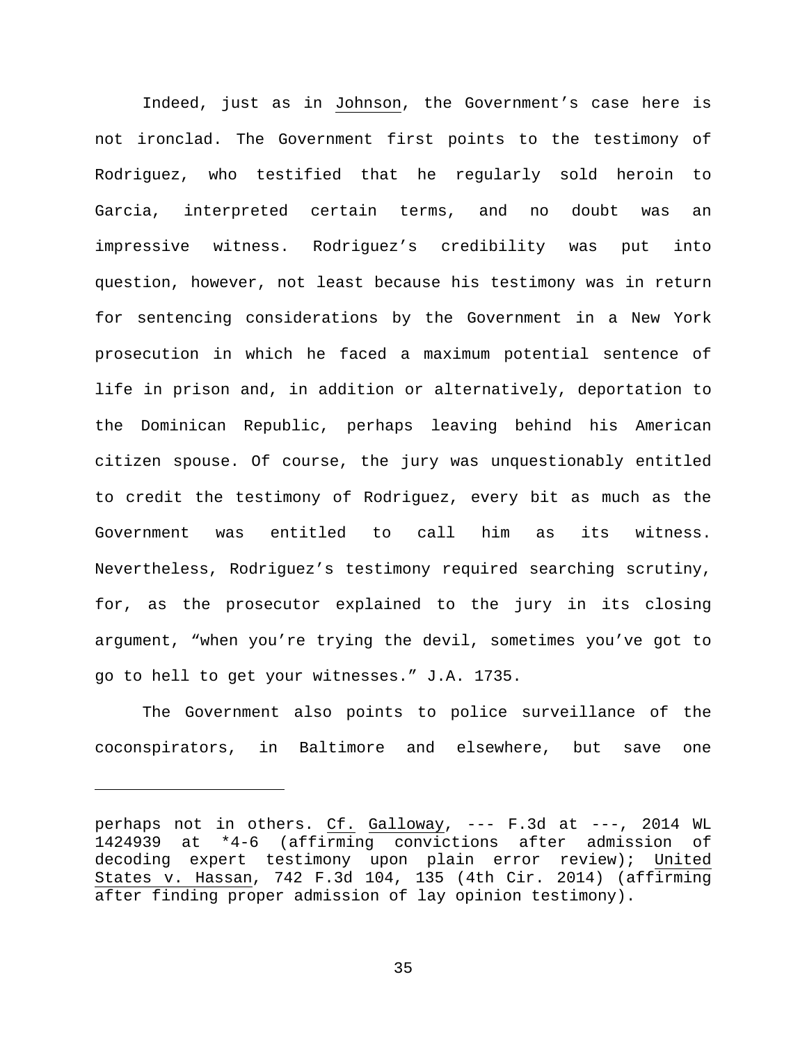Indeed, just as in Johnson, the Government's case here is not ironclad. The Government first points to the testimony of Rodriguez, who testified that he regularly sold heroin to Garcia, interpreted certain terms, and no doubt was an impressive witness. Rodriguez's credibility was put into question, however, not least because his testimony was in return for sentencing considerations by the Government in a New York prosecution in which he faced a maximum potential sentence of life in prison and, in addition or alternatively, deportation to the Dominican Republic, perhaps leaving behind his American citizen spouse. Of course, the jury was unquestionably entitled to credit the testimony of Rodriguez, every bit as much as the Government was entitled to call him as its witness. Nevertheless, Rodriguez's testimony required searching scrutiny, for, as the prosecutor explained to the jury in its closing argument, "when you're trying the devil, sometimes you've got to go to hell to get your witnesses." J.A. 1735.

The Government also points to police surveillance of the coconspirators, in Baltimore and elsewhere, but save one

---

perhaps not in others. Cf. Galloway, --- F.3d at ---, 2014 WL 1424939 at *4-6 (affirming convictions after admission of decoding expert testimony upon plain error review); United States v. Hassan, 742 F.3d 104, 135 (4th Cir. 2014) (affirming after finding proper admission of lay opinion testimony).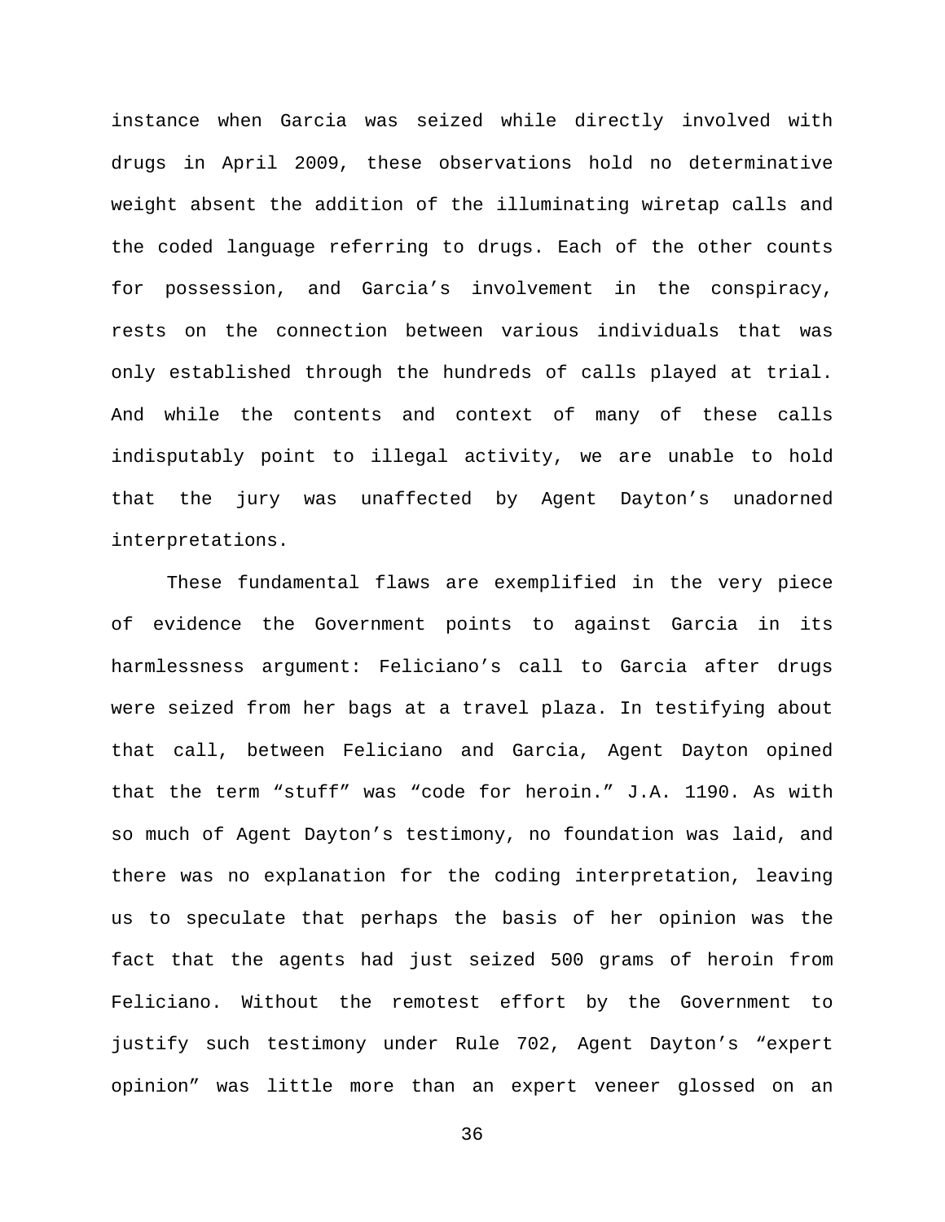instance when Garcia was seized while directly involved with drugs in April 2009, these observations hold no determinative weight absent the addition of the illuminating wiretap calls and the coded language referring to drugs. Each of the other counts for possession, and Garcia's involvement in the conspiracy, rests on the connection between various individuals that was only established through the hundreds of calls played at trial. And while the contents and context of many of these calls indisputably point to illegal activity, we are unable to hold that the jury was unaffected by Agent Dayton's unadorned interpretations.

These fundamental flaws are exemplified in the very piece of evidence the Government points to against Garcia in its harmlessness argument: Feliciano's call to Garcia after drugs were seized from her bags at a travel plaza. In testifying about that call, between Feliciano and Garcia, Agent Dayton opined that the term "stuff" was "code for heroin." J.A. 1190. As with so much of Agent Dayton's testimony, no foundation was laid, and there was no explanation for the coding interpretation, leaving us to speculate that perhaps the basis of her opinion was the fact that the agents had just seized 500 grams of heroin from Feliciano. Without the remotest effort by the Government to justify such testimony under Rule 702, Agent Dayton's "expert opinion" was little more than an expert veneer glossed on an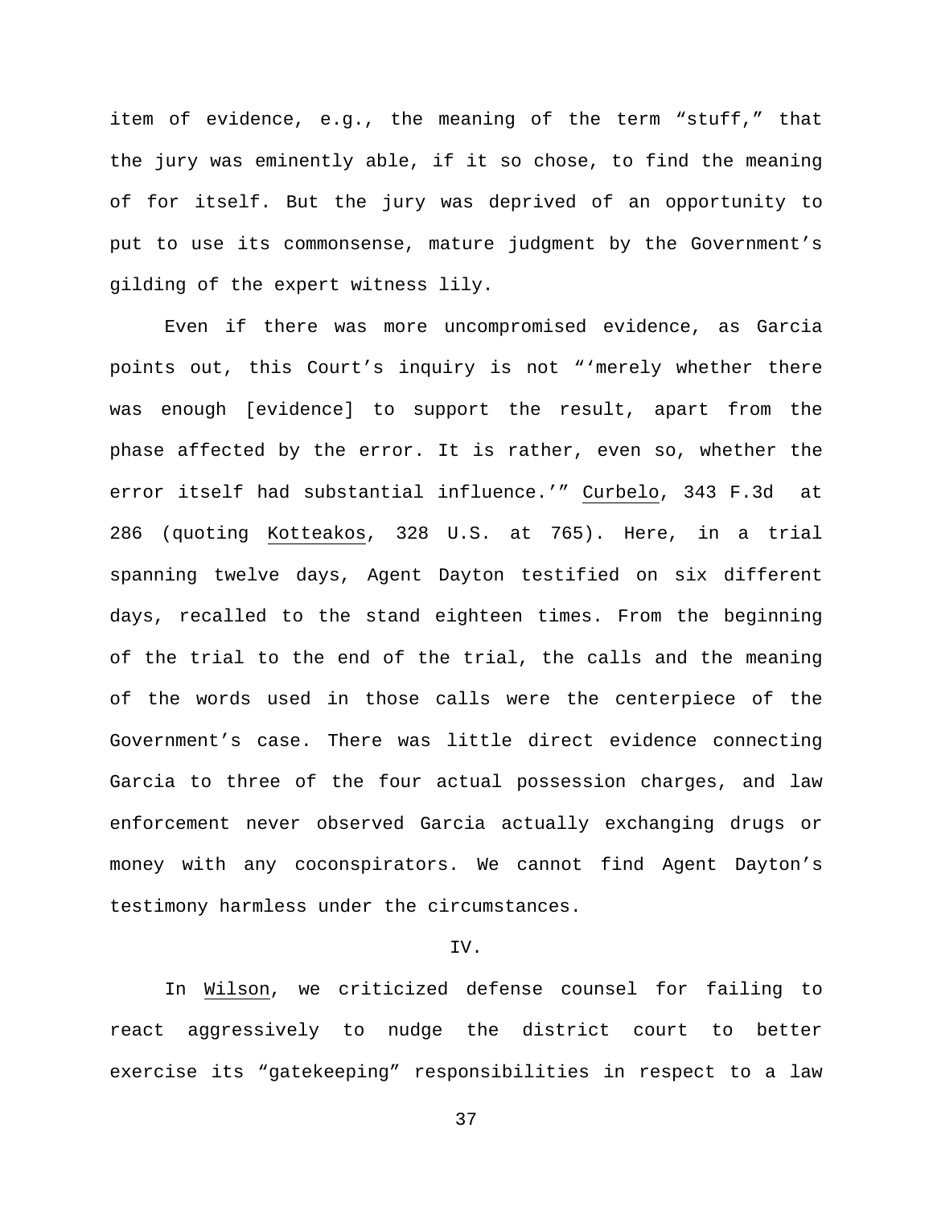item of evidence, e.g., the meaning of the term "stuff," that the jury was eminently able, if it so chose, to find the meaning of for itself. But the jury was deprived of an opportunity to put to use its commonsense, mature judgment by the Government's gilding of the expert witness lily.

Even if there was more uncompromised evidence, as Garcia points out, this Court's inquiry is not "'merely whether there was enough [evidence] to support the result, apart from the phase affected by the error. It is rather, even so, whether the error itself had substantial influence.'" Curbelo, 343 F.3d at 286 (quoting Kotteakos, 328 U.S. at 765). Here, in a trial spanning twelve days, Agent Dayton testified on six different days, recalled to the stand eighteen times. From the beginning of the trial to the end of the trial, the calls and the meaning of the words used in those calls were the centerpiece of the Government's case. There was little direct evidence connecting Garcia to three of the four actual possession charges, and law enforcement never observed Garcia actually exchanging drugs or money with any coconspirators. We cannot find Agent Dayton's testimony harmless under the circumstances.

## IV.

In Wilson, we criticized defense counsel for failing to react aggressively to nudge the district court to better exercise its "gatekeeping" responsibilities in respect to a law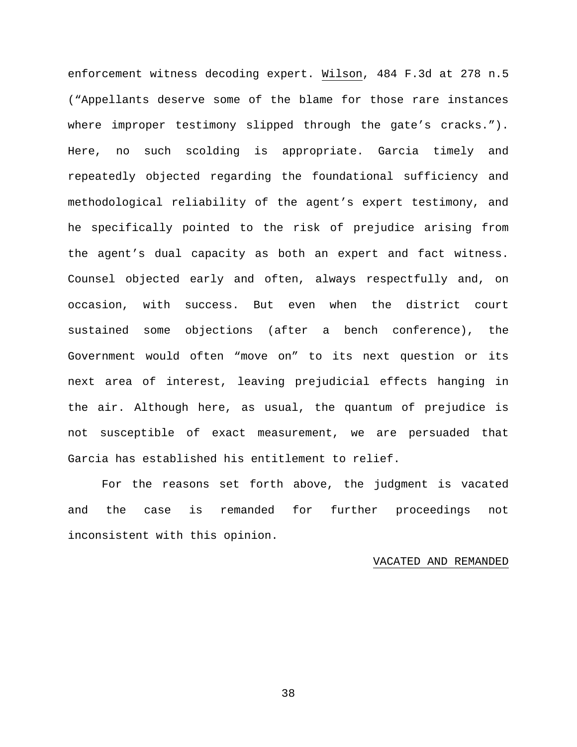enforcement witness decoding expert. Wilson, 484 F.3d at 278 n.5 ("Appellants deserve some of the blame for those rare instances where improper testimony slipped through the gate's cracks."). Here, no such scolding is appropriate. Garcia timely and repeatedly objected regarding the foundational sufficiency and methodological reliability of the agent's expert testimony, and he specifically pointed to the risk of prejudice arising from the agent's dual capacity as both an expert and fact witness. Counsel objected early and often, always respectfully and, on occasion, with success. But even when the district court sustained some objections (after a bench conference), the Government would often "move on" to its next question or its next area of interest, leaving prejudicial effects hanging in the air. Although here, as usual, the quantum of prejudice is not susceptible of exact measurement, we are persuaded that Garcia has established his entitlement to relief.

For the reasons set forth above, the judgment is vacated and the case is remanded for further proceedings not inconsistent with this opinion.

VACATED AND REMANDED